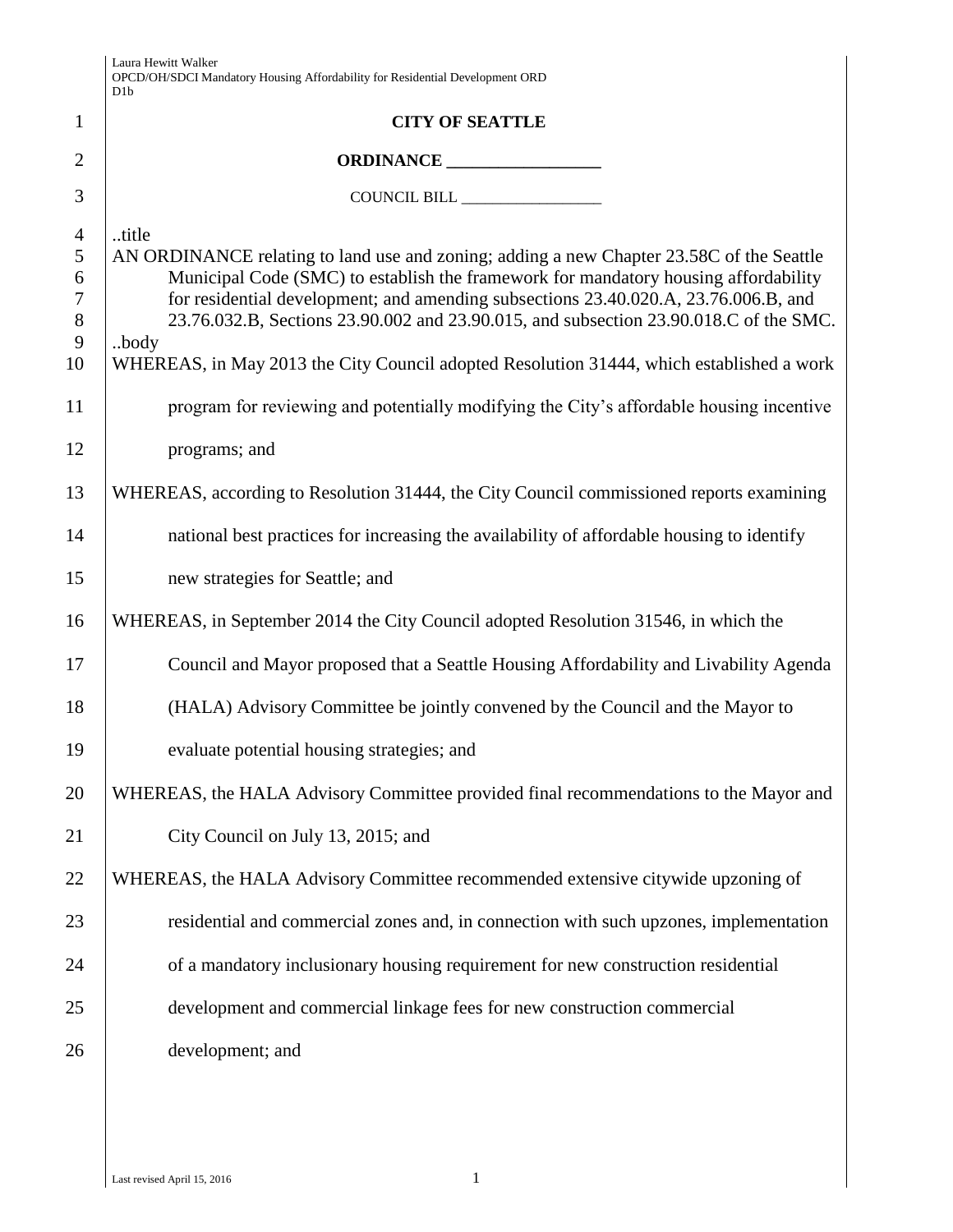**CITY OF SEATTLE**

**ORDINANCE __________________**

COUNCIL BILL __________________

..title
AN ORDINANCE relating to land use and zoning; adding a new Chapter 23.58C of the Seattle Municipal Code (SMC) to establish the framework for mandatory housing affordability for residential development; and amending subsections 23.40.020.A, 23.76.006.B, and 23.76.032.B, Sections 23.90.002 and 23.90.015, and subsection 23.90.018.C of the SMC.
..body

WHEREAS, in May 2013 the City Council adopted Resolution 31444, which established a work program for reviewing and potentially modifying the City's affordable housing incentive programs; and

WHEREAS, according to Resolution 31444, the City Council commissioned reports examining national best practices for increasing the availability of affordable housing to identify new strategies for Seattle; and

WHEREAS, in September 2014 the City Council adopted Resolution 31546, in which the Council and Mayor proposed that a Seattle Housing Affordability and Livability Agenda (HALA) Advisory Committee be jointly convened by the Council and the Mayor to evaluate potential housing strategies; and

WHEREAS, the HALA Advisory Committee provided final recommendations to the Mayor and City Council on July 13, 2015; and

WHEREAS, the HALA Advisory Committee recommended extensive citywide upzoning of residential and commercial zones and, in connection with such upzones, implementation of a mandatory inclusionary housing requirement for new construction residential development and commercial linkage fees for new construction commercial development; and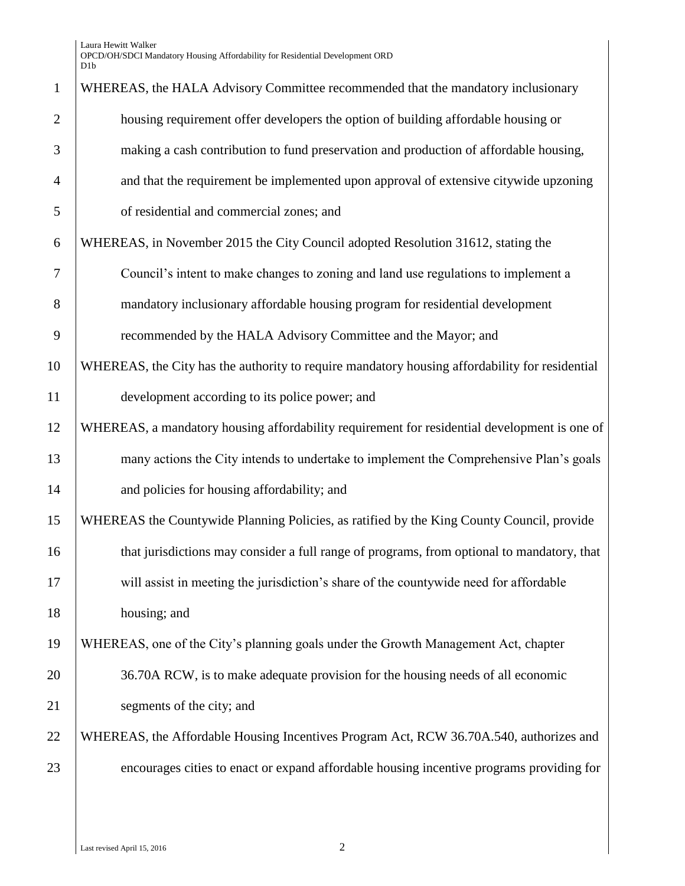WHEREAS, the HALA Advisory Committee recommended that the mandatory inclusionary housing requirement offer developers the option of building affordable housing or making a cash contribution to fund preservation and production of affordable housing, and that the requirement be implemented upon approval of extensive citywide upzoning of residential and commercial zones; and

WHEREAS, in November 2015 the City Council adopted Resolution 31612, stating the Council's intent to make changes to zoning and land use regulations to implement a mandatory inclusionary affordable housing program for residential development recommended by the HALA Advisory Committee and the Mayor; and

WHEREAS, the City has the authority to require mandatory housing affordability for residential development according to its police power; and

WHEREAS, a mandatory housing affordability requirement for residential development is one of many actions the City intends to undertake to implement the Comprehensive Plan's goals and policies for housing affordability; and

WHEREAS the Countywide Planning Policies, as ratified by the King County Council, provide that jurisdictions may consider a full range of programs, from optional to mandatory, that will assist in meeting the jurisdiction's share of the countywide need for affordable housing; and

WHEREAS, one of the City's planning goals under the Growth Management Act, chapter 36.70A RCW, is to make adequate provision for the housing needs of all economic segments of the city; and

WHEREAS, the Affordable Housing Incentives Program Act, RCW 36.70A.540, authorizes and encourages cities to enact or expand affordable housing incentive programs providing for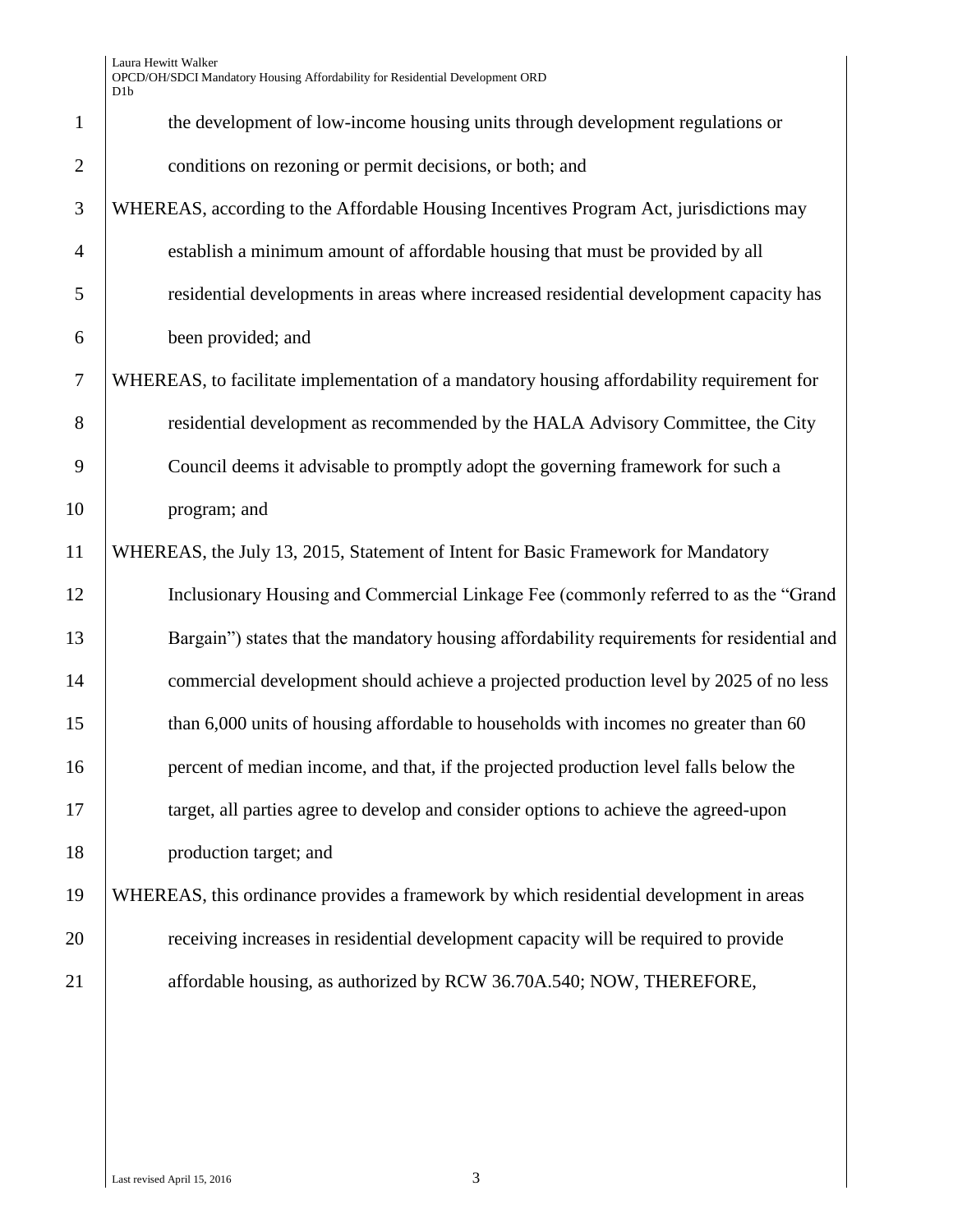the development of low-income housing units through development regulations or conditions on rezoning or permit decisions, or both; and

WHEREAS, according to the Affordable Housing Incentives Program Act, jurisdictions may establish a minimum amount of affordable housing that must be provided by all residential developments in areas where increased residential development capacity has been provided; and

WHEREAS, to facilitate implementation of a mandatory housing affordability requirement for residential development as recommended by the HALA Advisory Committee, the City Council deems it advisable to promptly adopt the governing framework for such a program; and

WHEREAS, the July 13, 2015, Statement of Intent for Basic Framework for Mandatory Inclusionary Housing and Commercial Linkage Fee (commonly referred to as the "Grand Bargain") states that the mandatory housing affordability requirements for residential and commercial development should achieve a projected production level by 2025 of no less than 6,000 units of housing affordable to households with incomes no greater than 60 percent of median income, and that, if the projected production level falls below the target, all parties agree to develop and consider options to achieve the agreed-upon production target; and

WHEREAS, this ordinance provides a framework by which residential development in areas receiving increases in residential development capacity will be required to provide affordable housing, as authorized by RCW 36.70A.540; NOW, THEREFORE,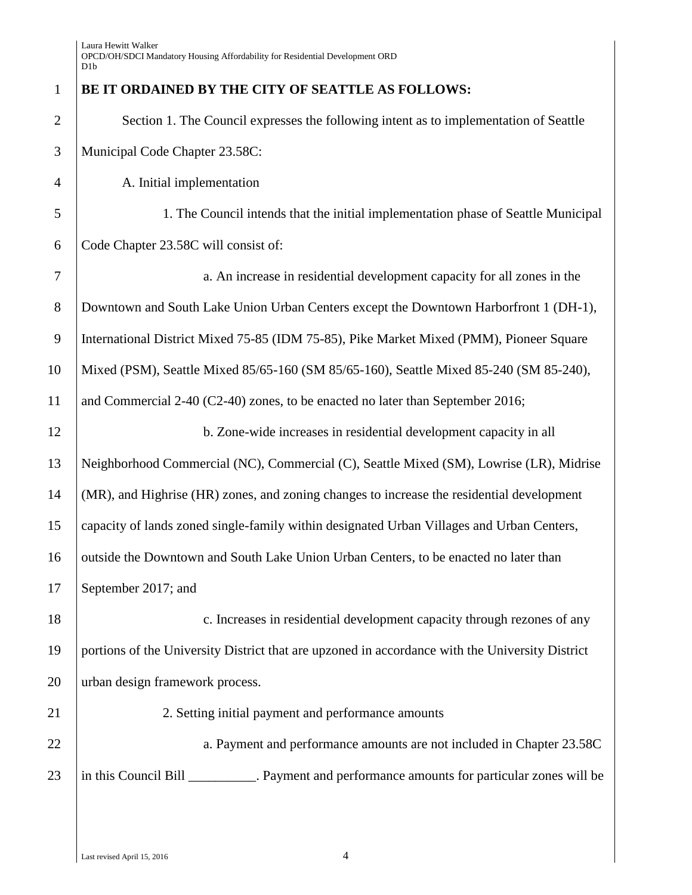**BE IT ORDAINED BY THE CITY OF SEATTLE AS FOLLOWS:**

Section 1. The Council expresses the following intent as to implementation of Seattle Municipal Code Chapter 23.58C:

A. Initial implementation

1. The Council intends that the initial implementation phase of Seattle Municipal Code Chapter 23.58C will consist of:

a. An increase in residential development capacity for all zones in the Downtown and South Lake Union Urban Centers except the Downtown Harborfront 1 (DH-1), International District Mixed 75-85 (IDM 75-85), Pike Market Mixed (PMM), Pioneer Square Mixed (PSM), Seattle Mixed 85/65-160 (SM 85/65-160), Seattle Mixed 85-240 (SM 85-240), and Commercial 2-40 (C2-40) zones, to be enacted no later than September 2016;

b. Zone-wide increases in residential development capacity in all Neighborhood Commercial (NC), Commercial (C), Seattle Mixed (SM), Lowrise (LR), Midrise (MR), and Highrise (HR) zones, and zoning changes to increase the residential development capacity of lands zoned single-family within designated Urban Villages and Urban Centers, outside the Downtown and South Lake Union Urban Centers, to be enacted no later than September 2017; and

c. Increases in residential development capacity through rezones of any portions of the University District that are upzoned in accordance with the University District urban design framework process.

2. Setting initial payment and performance amounts

a. Payment and performance amounts are not included in Chapter 23.58C in this Council Bill __________. Payment and performance amounts for particular zones will be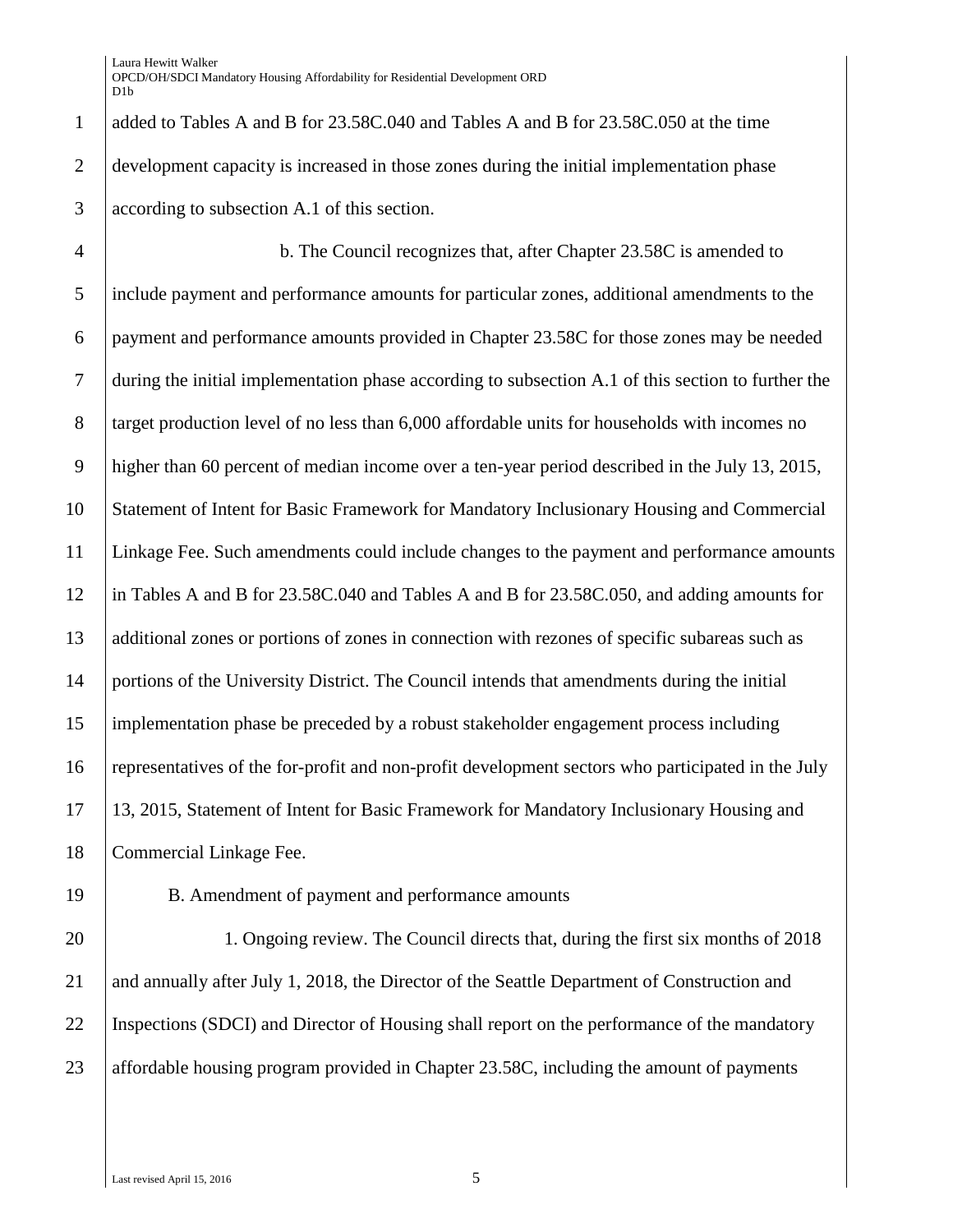added to Tables A and B for 23.58C.040 and Tables A and B for 23.58C.050 at the time development capacity is increased in those zones during the initial implementation phase according to subsection A.1 of this section.

b. The Council recognizes that, after Chapter 23.58C is amended to include payment and performance amounts for particular zones, additional amendments to the payment and performance amounts provided in Chapter 23.58C for those zones may be needed during the initial implementation phase according to subsection A.1 of this section to further the target production level of no less than 6,000 affordable units for households with incomes no higher than 60 percent of median income over a ten-year period described in the July 13, 2015, Statement of Intent for Basic Framework for Mandatory Inclusionary Housing and Commercial Linkage Fee. Such amendments could include changes to the payment and performance amounts in Tables A and B for 23.58C.040 and Tables A and B for 23.58C.050, and adding amounts for additional zones or portions of zones in connection with rezones of specific subareas such as portions of the University District. The Council intends that amendments during the initial implementation phase be preceded by a robust stakeholder engagement process including representatives of the for-profit and non-profit development sectors who participated in the July 13, 2015, Statement of Intent for Basic Framework for Mandatory Inclusionary Housing and Commercial Linkage Fee.

B. Amendment of payment and performance amounts

1. Ongoing review. The Council directs that, during the first six months of 2018 and annually after July 1, 2018, the Director of the Seattle Department of Construction and Inspections (SDCI) and Director of Housing shall report on the performance of the mandatory affordable housing program provided in Chapter 23.58C, including the amount of payments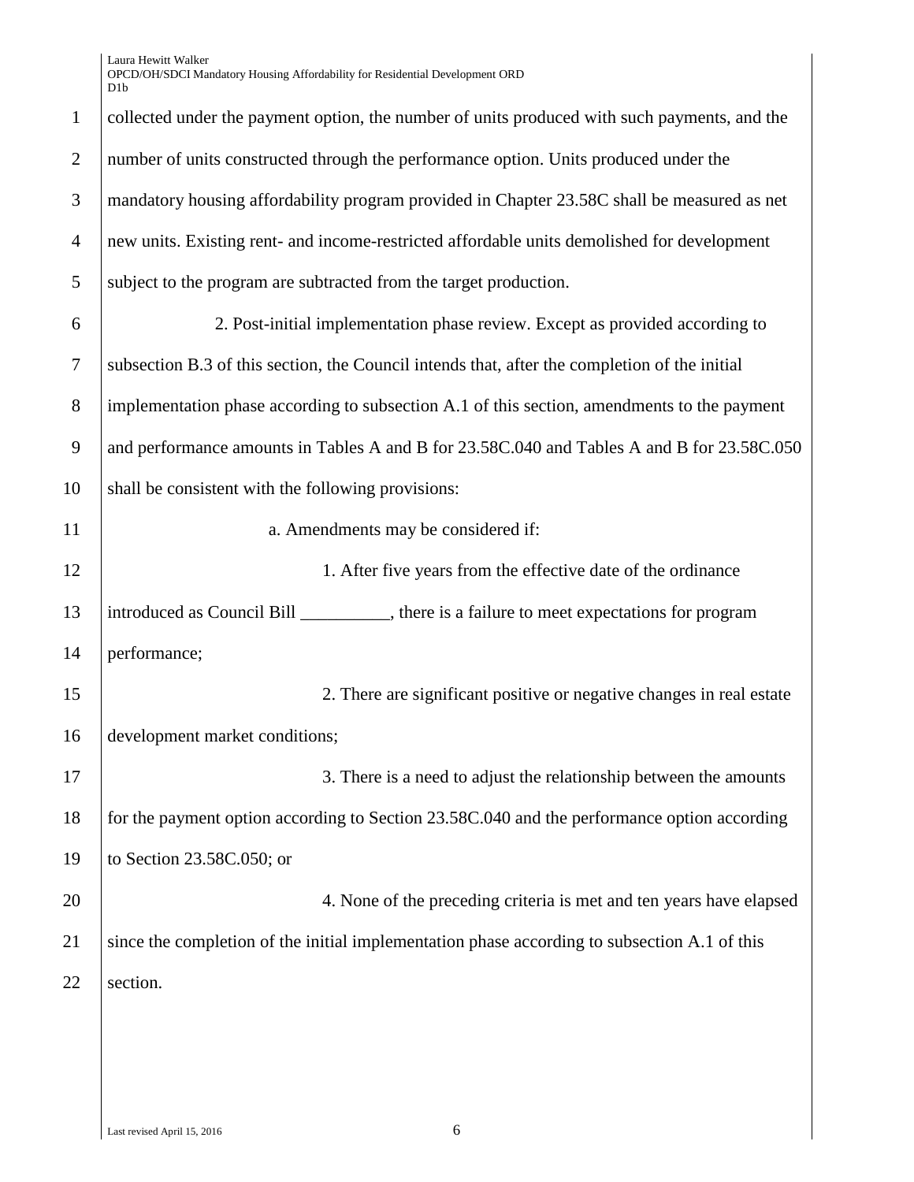collected under the payment option, the number of units produced with such payments, and the number of units constructed through the performance option. Units produced under the mandatory housing affordability program provided in Chapter 23.58C shall be measured as net new units. Existing rent- and income-restricted affordable units demolished for development subject to the program are subtracted from the target production.

2. Post-initial implementation phase review. Except as provided according to subsection B.3 of this section, the Council intends that, after the completion of the initial implementation phase according to subsection A.1 of this section, amendments to the payment and performance amounts in Tables A and B for 23.58C.040 and Tables A and B for 23.58C.050 shall be consistent with the following provisions:

a. Amendments may be considered if:

1. After five years from the effective date of the ordinance introduced as Council Bill __________, there is a failure to meet expectations for program performance;

2. There are significant positive or negative changes in real estate development market conditions;

3. There is a need to adjust the relationship between the amounts for the payment option according to Section 23.58C.040 and the performance option according to Section 23.58C.050; or

4. None of the preceding criteria is met and ten years have elapsed since the completion of the initial implementation phase according to subsection A.1 of this section.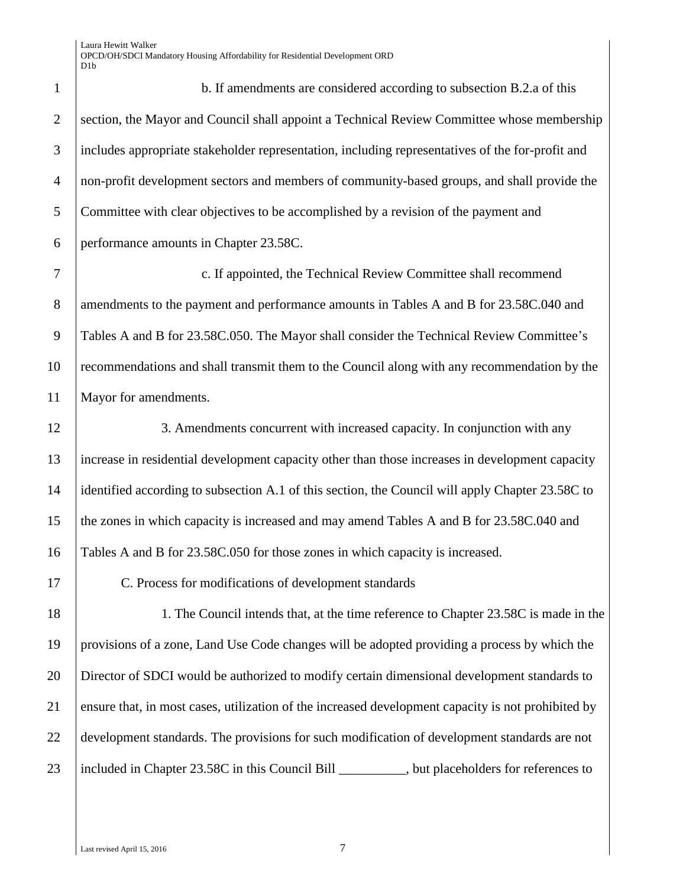b. If amendments are considered according to subsection B.2.a of this section, the Mayor and Council shall appoint a Technical Review Committee whose membership includes appropriate stakeholder representation, including representatives of the for-profit and non-profit development sectors and members of community-based groups, and shall provide the Committee with clear objectives to be accomplished by a revision of the payment and performance amounts in Chapter 23.58C.

c. If appointed, the Technical Review Committee shall recommend amendments to the payment and performance amounts in Tables A and B for 23.58C.040 and Tables A and B for 23.58C.050. The Mayor shall consider the Technical Review Committee's recommendations and shall transmit them to the Council along with any recommendation by the Mayor for amendments.

3. Amendments concurrent with increased capacity. In conjunction with any increase in residential development capacity other than those increases in development capacity identified according to subsection A.1 of this section, the Council will apply Chapter 23.58C to the zones in which capacity is increased and may amend Tables A and B for 23.58C.040 and Tables A and B for 23.58C.050 for those zones in which capacity is increased.

C. Process for modifications of development standards

1. The Council intends that, at the time reference to Chapter 23.58C is made in the provisions of a zone, Land Use Code changes will be adopted providing a process by which the Director of SDCI would be authorized to modify certain dimensional development standards to ensure that, in most cases, utilization of the increased development capacity is not prohibited by development standards. The provisions for such modification of development standards are not included in Chapter 23.58C in this Council Bill __________, but placeholders for references to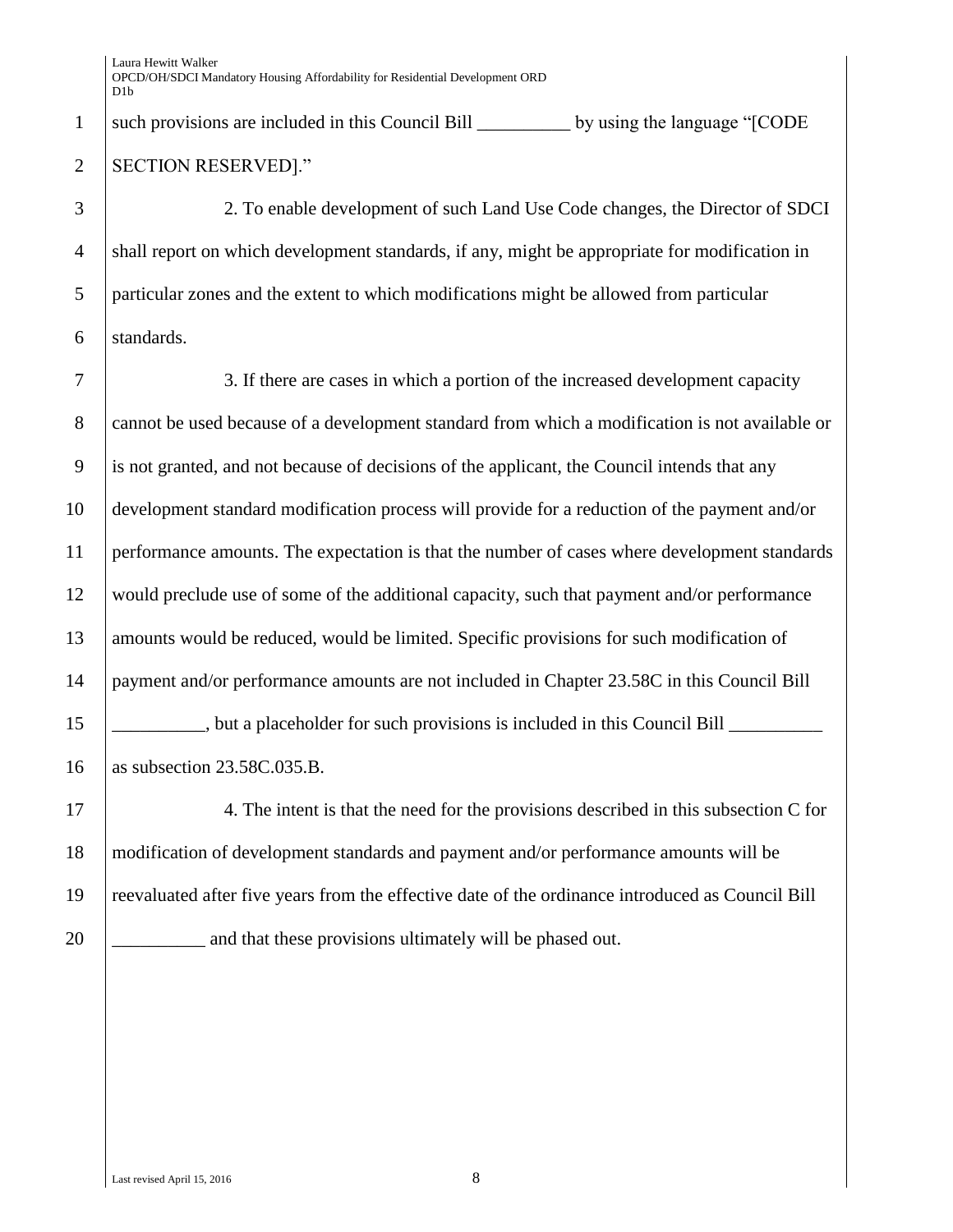such provisions are included in this Council Bill __________ by using the language "[CODE SECTION RESERVED]."

2. To enable development of such Land Use Code changes, the Director of SDCI shall report on which development standards, if any, might be appropriate for modification in particular zones and the extent to which modifications might be allowed from particular standards.

3. If there are cases in which a portion of the increased development capacity cannot be used because of a development standard from which a modification is not available or is not granted, and not because of decisions of the applicant, the Council intends that any development standard modification process will provide for a reduction of the payment and/or performance amounts. The expectation is that the number of cases where development standards would preclude use of some of the additional capacity, such that payment and/or performance amounts would be reduced, would be limited. Specific provisions for such modification of payment and/or performance amounts are not included in Chapter 23.58C in this Council Bill __________, but a placeholder for such provisions is included in this Council Bill __________ as subsection 23.58C.035.B.

4. The intent is that the need for the provisions described in this subsection C for modification of development standards and payment and/or performance amounts will be reevaluated after five years from the effective date of the ordinance introduced as Council Bill __________ and that these provisions ultimately will be phased out.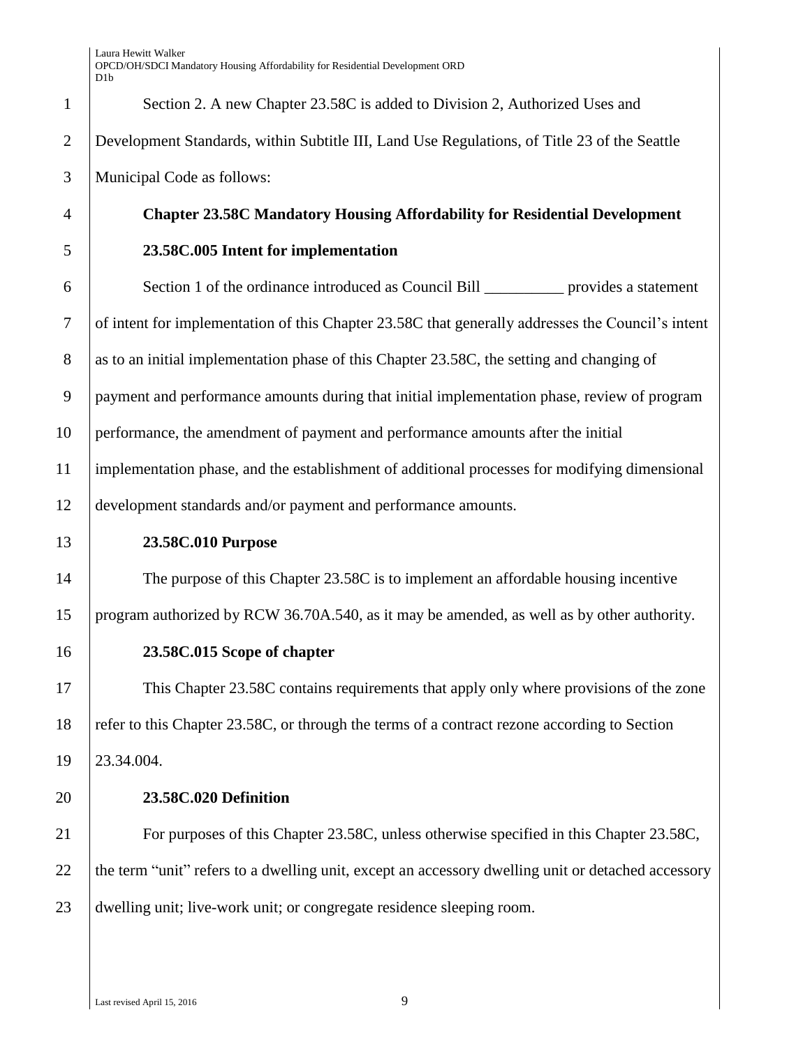Section 2. A new Chapter 23.58C is added to Division 2, Authorized Uses and Development Standards, within Subtitle III, Land Use Regulations, of Title 23 of the Seattle Municipal Code as follows:

## Chapter 23.58C Mandatory Housing Affordability for Residential Development

### 23.58C.005 Intent for implementation

Section 1 of the ordinance introduced as Council Bill __________ provides a statement of intent for implementation of this Chapter 23.58C that generally addresses the Council's intent as to an initial implementation phase of this Chapter 23.58C, the setting and changing of payment and performance amounts during that initial implementation phase, review of program performance, the amendment of payment and performance amounts after the initial implementation phase, and the establishment of additional processes for modifying dimensional development standards and/or payment and performance amounts.

### 23.58C.010 Purpose

The purpose of this Chapter 23.58C is to implement an affordable housing incentive program authorized by RCW 36.70A.540, as it may be amended, as well as by other authority.

### 23.58C.015 Scope of chapter

This Chapter 23.58C contains requirements that apply only where provisions of the zone refer to this Chapter 23.58C, or through the terms of a contract rezone according to Section 23.34.004.

### 23.58C.020 Definition

For purposes of this Chapter 23.58C, unless otherwise specified in this Chapter 23.58C, the term "unit" refers to a dwelling unit, except an accessory dwelling unit or detached accessory dwelling unit; live-work unit; or congregate residence sleeping room.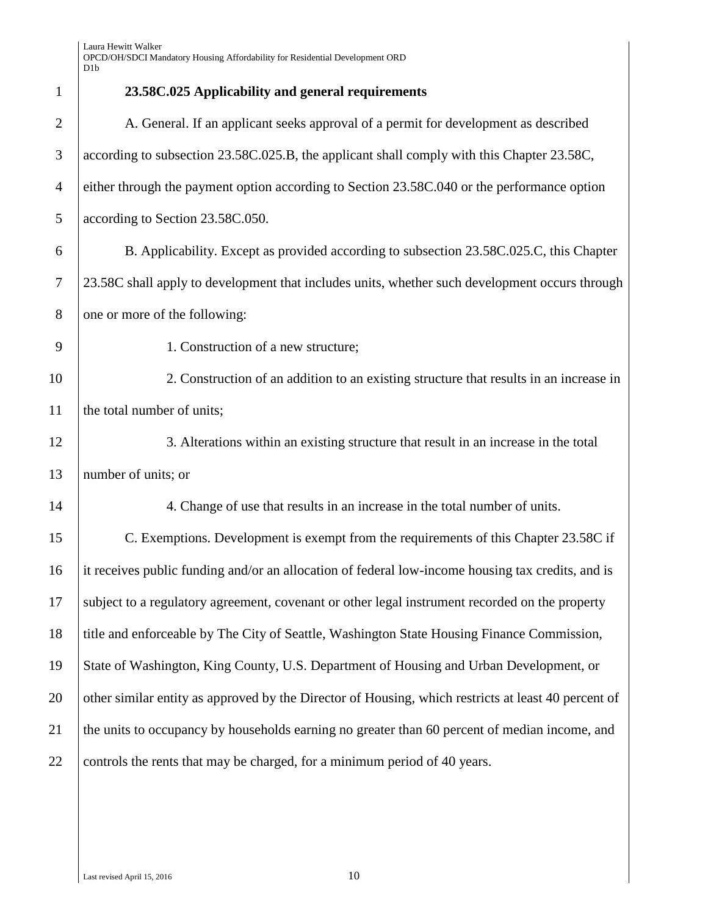**23.58C.025 Applicability and general requirements**

A. General. If an applicant seeks approval of a permit for development as described according to subsection 23.58C.025.B, the applicant shall comply with this Chapter 23.58C, either through the payment option according to Section 23.58C.040 or the performance option according to Section 23.58C.050.

B. Applicability. Except as provided according to subsection 23.58C.025.C, this Chapter 23.58C shall apply to development that includes units, whether such development occurs through one or more of the following:

1. Construction of a new structure;

2. Construction of an addition to an existing structure that results in an increase in the total number of units;

3. Alterations within an existing structure that result in an increase in the total number of units; or

4. Change of use that results in an increase in the total number of units.

C. Exemptions. Development is exempt from the requirements of this Chapter 23.58C if it receives public funding and/or an allocation of federal low-income housing tax credits, and is subject to a regulatory agreement, covenant or other legal instrument recorded on the property title and enforceable by The City of Seattle, Washington State Housing Finance Commission, State of Washington, King County, U.S. Department of Housing and Urban Development, or other similar entity as approved by the Director of Housing, which restricts at least 40 percent of the units to occupancy by households earning no greater than 60 percent of median income, and controls the rents that may be charged, for a minimum period of 40 years.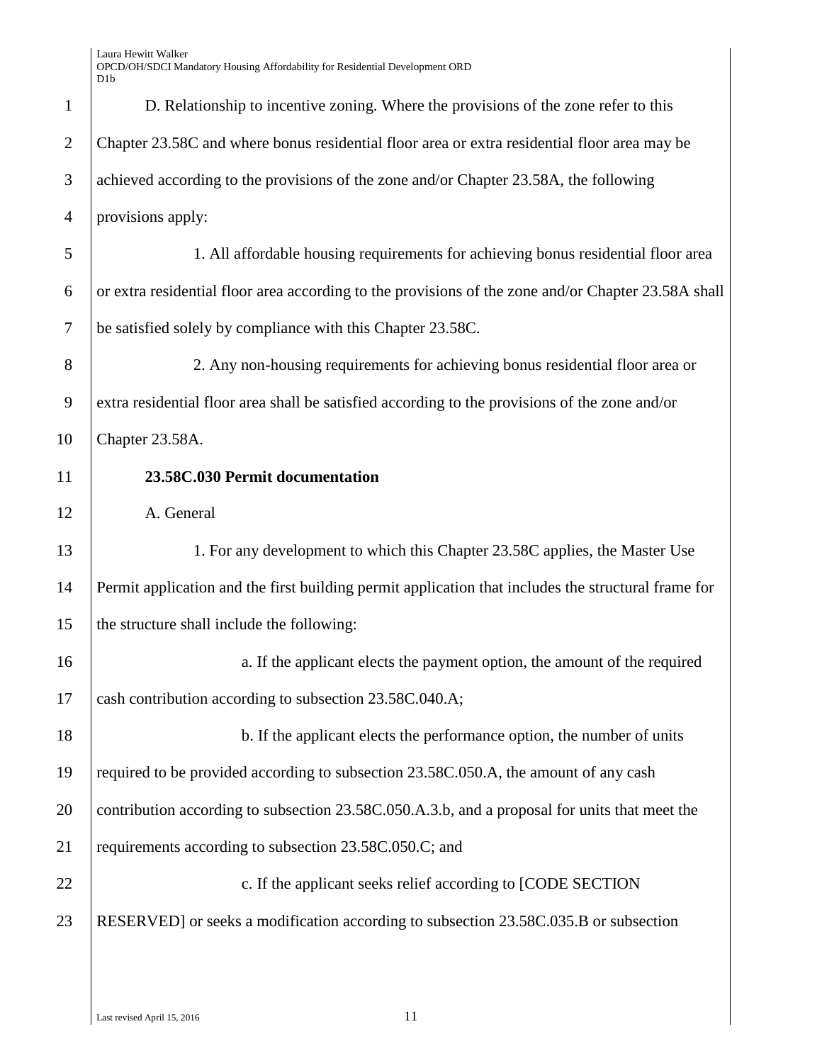D. Relationship to incentive zoning. Where the provisions of the zone refer to this Chapter 23.58C and where bonus residential floor area or extra residential floor area may be achieved according to the provisions of the zone and/or Chapter 23.58A, the following provisions apply:

1. All affordable housing requirements for achieving bonus residential floor area or extra residential floor area according to the provisions of the zone and/or Chapter 23.58A shall be satisfied solely by compliance with this Chapter 23.58C.

2. Any non-housing requirements for achieving bonus residential floor area or extra residential floor area shall be satisfied according to the provisions of the zone and/or Chapter 23.58A.

**23.58C.030 Permit documentation**

A. General

1. For any development to which this Chapter 23.58C applies, the Master Use Permit application and the first building permit application that includes the structural frame for the structure shall include the following:

a. If the applicant elects the payment option, the amount of the required cash contribution according to subsection 23.58C.040.A;

b. If the applicant elects the performance option, the number of units required to be provided according to subsection 23.58C.050.A, the amount of any cash contribution according to subsection 23.58C.050.A.3.b, and a proposal for units that meet the requirements according to subsection 23.58C.050.C; and

c. If the applicant seeks relief according to [CODE SECTION RESERVED] or seeks a modification according to subsection 23.58C.035.B or subsection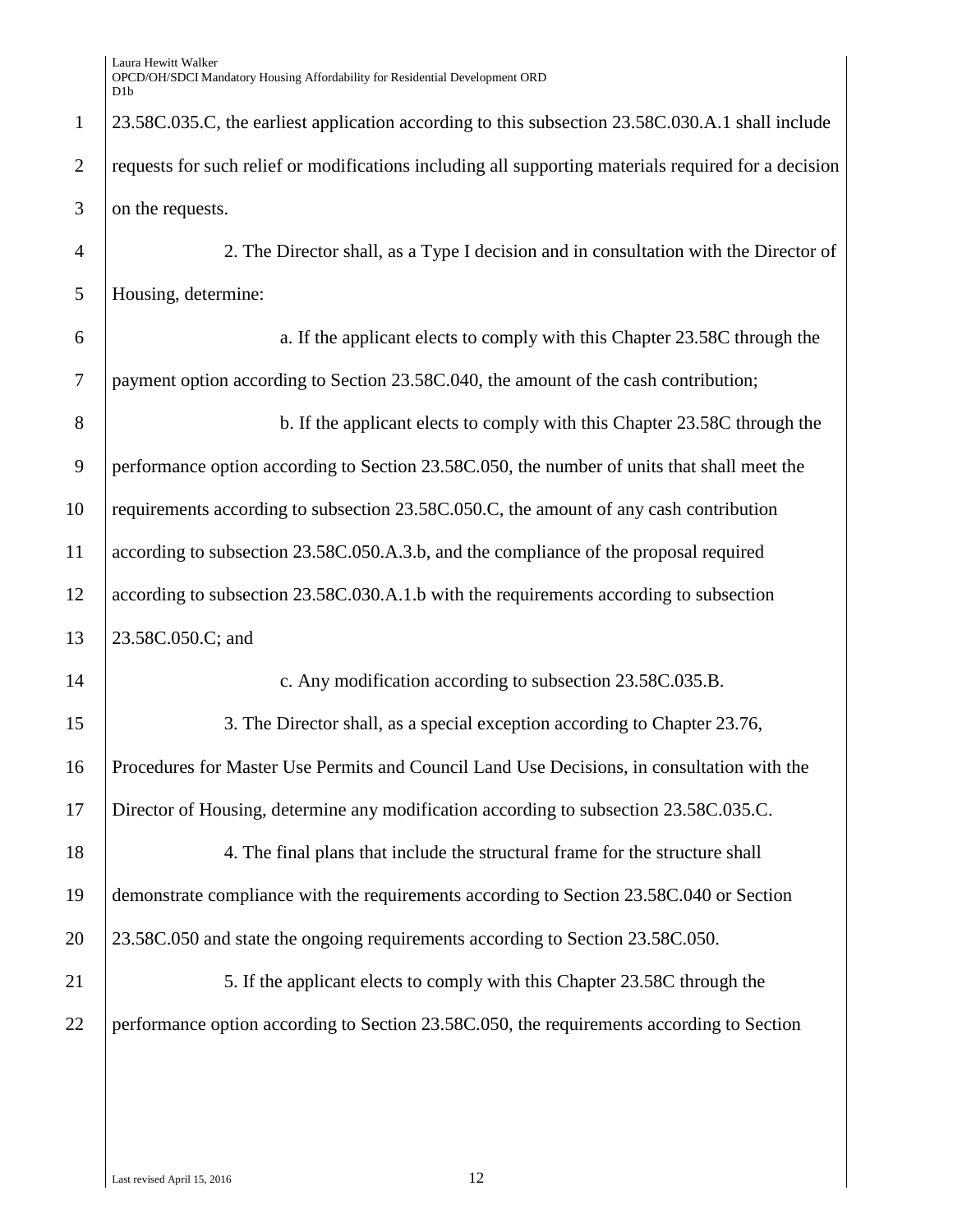23.58C.035.C, the earliest application according to this subsection 23.58C.030.A.1 shall include requests for such relief or modifications including all supporting materials required for a decision on the requests.

2. The Director shall, as a Type I decision and in consultation with the Director of Housing, determine:

a. If the applicant elects to comply with this Chapter 23.58C through the payment option according to Section 23.58C.040, the amount of the cash contribution;

b. If the applicant elects to comply with this Chapter 23.58C through the performance option according to Section 23.58C.050, the number of units that shall meet the requirements according to subsection 23.58C.050.C, the amount of any cash contribution according to subsection 23.58C.050.A.3.b, and the compliance of the proposal required according to subsection 23.58C.030.A.1.b with the requirements according to subsection 23.58C.050.C; and

c. Any modification according to subsection 23.58C.035.B.

3. The Director shall, as a special exception according to Chapter 23.76, Procedures for Master Use Permits and Council Land Use Decisions, in consultation with the Director of Housing, determine any modification according to subsection 23.58C.035.C.

4. The final plans that include the structural frame for the structure shall demonstrate compliance with the requirements according to Section 23.58C.040 or Section 23.58C.050 and state the ongoing requirements according to Section 23.58C.050.

5. If the applicant elects to comply with this Chapter 23.58C through the performance option according to Section 23.58C.050, the requirements according to Section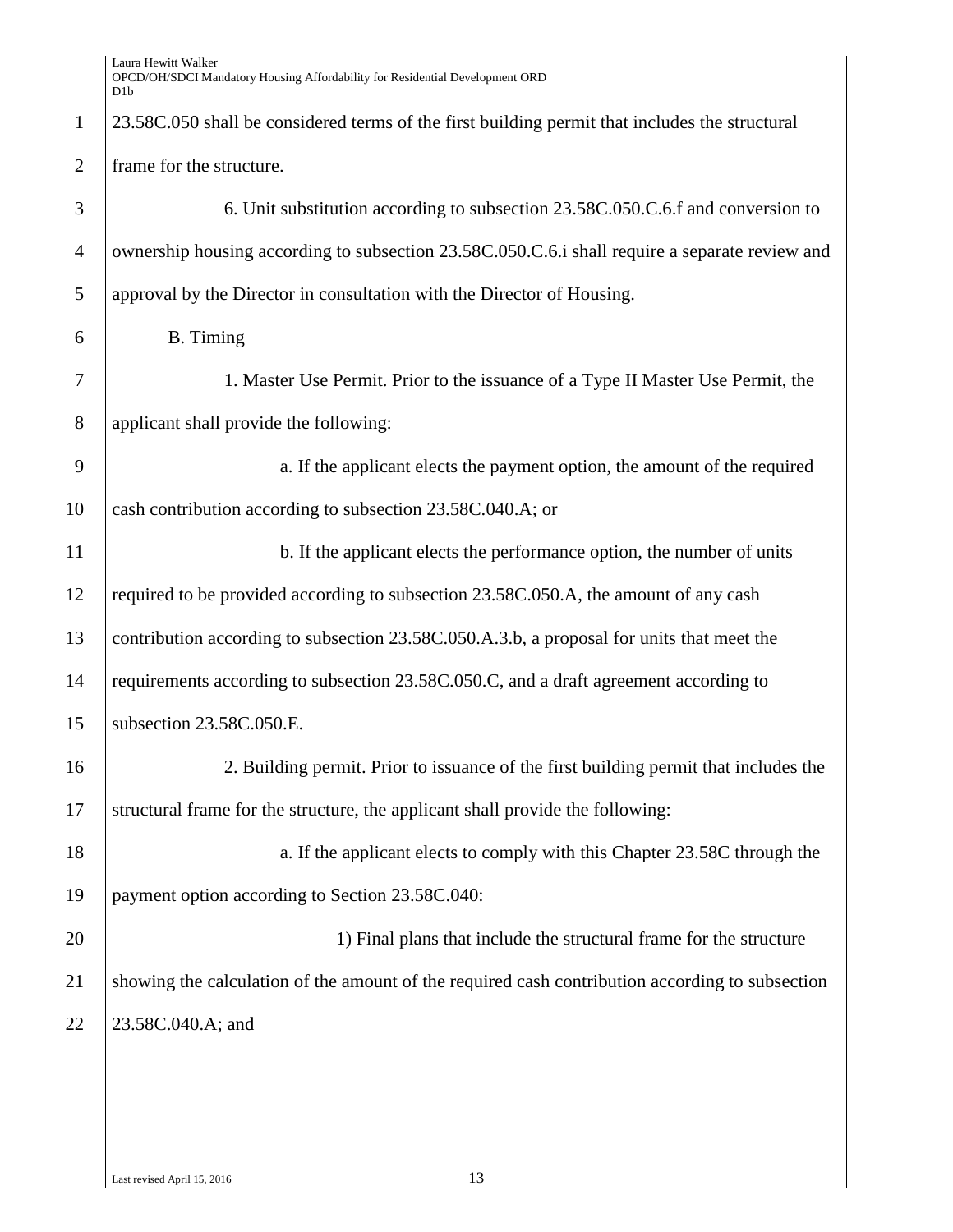23.58C.050 shall be considered terms of the first building permit that includes the structural frame for the structure.

6. Unit substitution according to subsection 23.58C.050.C.6.f and conversion to ownership housing according to subsection 23.58C.050.C.6.i shall require a separate review and approval by the Director in consultation with the Director of Housing.

B. Timing

1. Master Use Permit. Prior to the issuance of a Type II Master Use Permit, the applicant shall provide the following:

a. If the applicant elects the payment option, the amount of the required cash contribution according to subsection 23.58C.040.A; or

b. If the applicant elects the performance option, the number of units required to be provided according to subsection 23.58C.050.A, the amount of any cash contribution according to subsection 23.58C.050.A.3.b, a proposal for units that meet the requirements according to subsection 23.58C.050.C, and a draft agreement according to subsection 23.58C.050.E.

2. Building permit. Prior to issuance of the first building permit that includes the structural frame for the structure, the applicant shall provide the following:

a. If the applicant elects to comply with this Chapter 23.58C through the payment option according to Section 23.58C.040:

1) Final plans that include the structural frame for the structure showing the calculation of the amount of the required cash contribution according to subsection 23.58C.040.A; and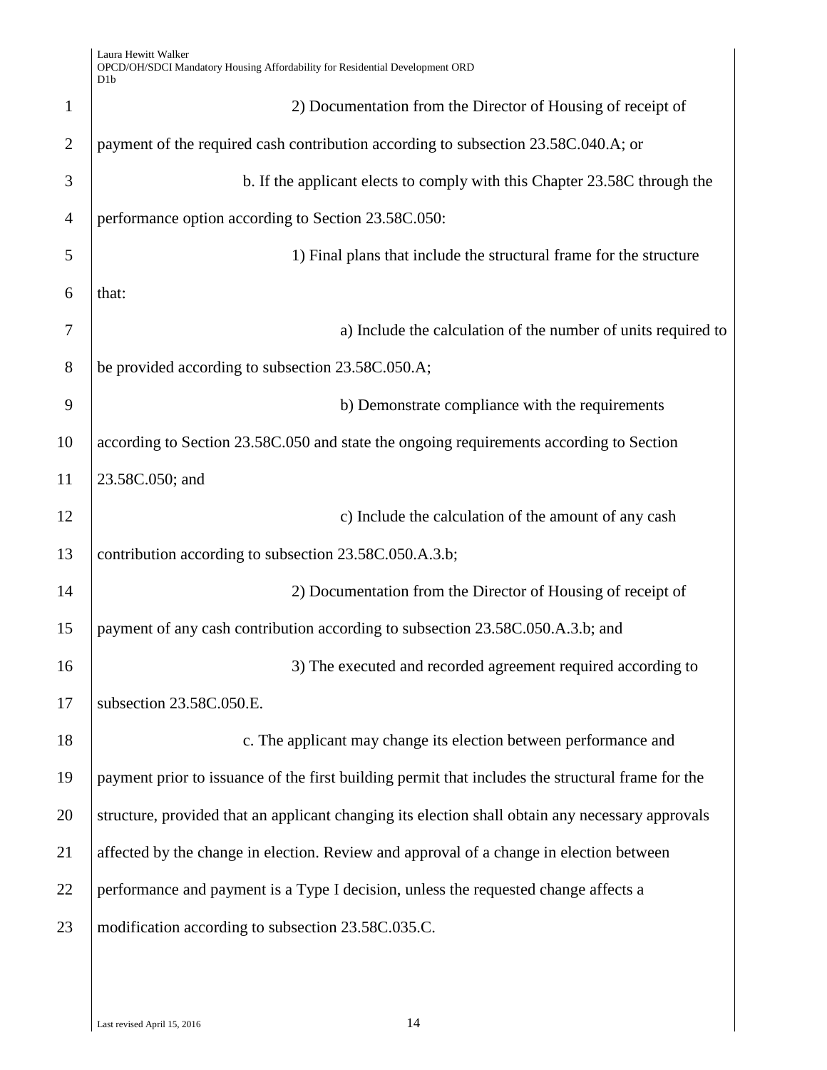2) Documentation from the Director of Housing of receipt of payment of the required cash contribution according to subsection 23.58C.040.A; or

b. If the applicant elects to comply with this Chapter 23.58C through the performance option according to Section 23.58C.050:

1) Final plans that include the structural frame for the structure that:

a) Include the calculation of the number of units required to be provided according to subsection 23.58C.050.A;

b) Demonstrate compliance with the requirements according to Section 23.58C.050 and state the ongoing requirements according to Section 23.58C.050; and

c) Include the calculation of the amount of any cash contribution according to subsection 23.58C.050.A.3.b;

2) Documentation from the Director of Housing of receipt of payment of any cash contribution according to subsection 23.58C.050.A.3.b; and

3) The executed and recorded agreement required according to subsection 23.58C.050.E.

c. The applicant may change its election between performance and payment prior to issuance of the first building permit that includes the structural frame for the structure, provided that an applicant changing its election shall obtain any necessary approvals affected by the change in election. Review and approval of a change in election between performance and payment is a Type I decision, unless the requested change affects a modification according to subsection 23.58C.035.C.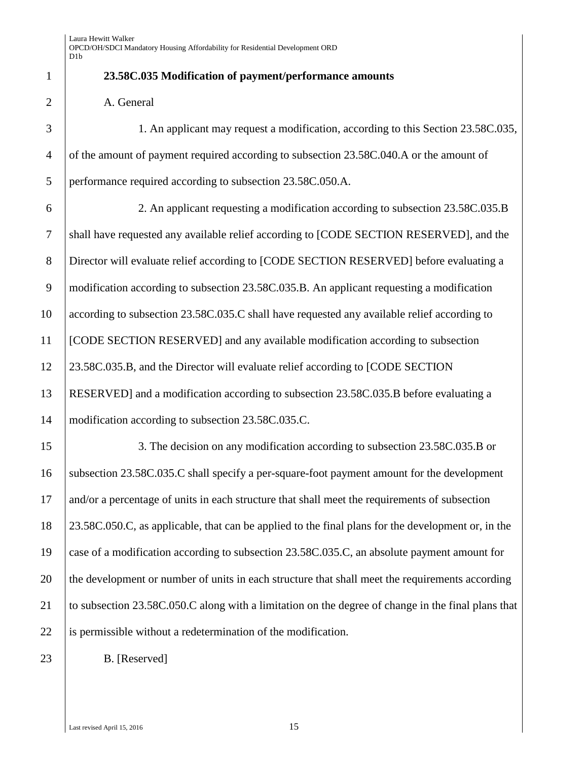**23.58C.035 Modification of payment/performance amounts**

A. General

1. An applicant may request a modification, according to this Section 23.58C.035, of the amount of payment required according to subsection 23.58C.040.A or the amount of performance required according to subsection 23.58C.050.A.

2. An applicant requesting a modification according to subsection 23.58C.035.B shall have requested any available relief according to [CODE SECTION RESERVED], and the Director will evaluate relief according to [CODE SECTION RESERVED] before evaluating a modification according to subsection 23.58C.035.B. An applicant requesting a modification according to subsection 23.58C.035.C shall have requested any available relief according to [CODE SECTION RESERVED] and any available modification according to subsection 23.58C.035.B, and the Director will evaluate relief according to [CODE SECTION RESERVED] and a modification according to subsection 23.58C.035.B before evaluating a modification according to subsection 23.58C.035.C.

3. The decision on any modification according to subsection 23.58C.035.B or subsection 23.58C.035.C shall specify a per-square-foot payment amount for the development and/or a percentage of units in each structure that shall meet the requirements of subsection 23.58C.050.C, as applicable, that can be applied to the final plans for the development or, in the case of a modification according to subsection 23.58C.035.C, an absolute payment amount for the development or number of units in each structure that shall meet the requirements according to subsection 23.58C.050.C along with a limitation on the degree of change in the final plans that is permissible without a redetermination of the modification.

B. [Reserved]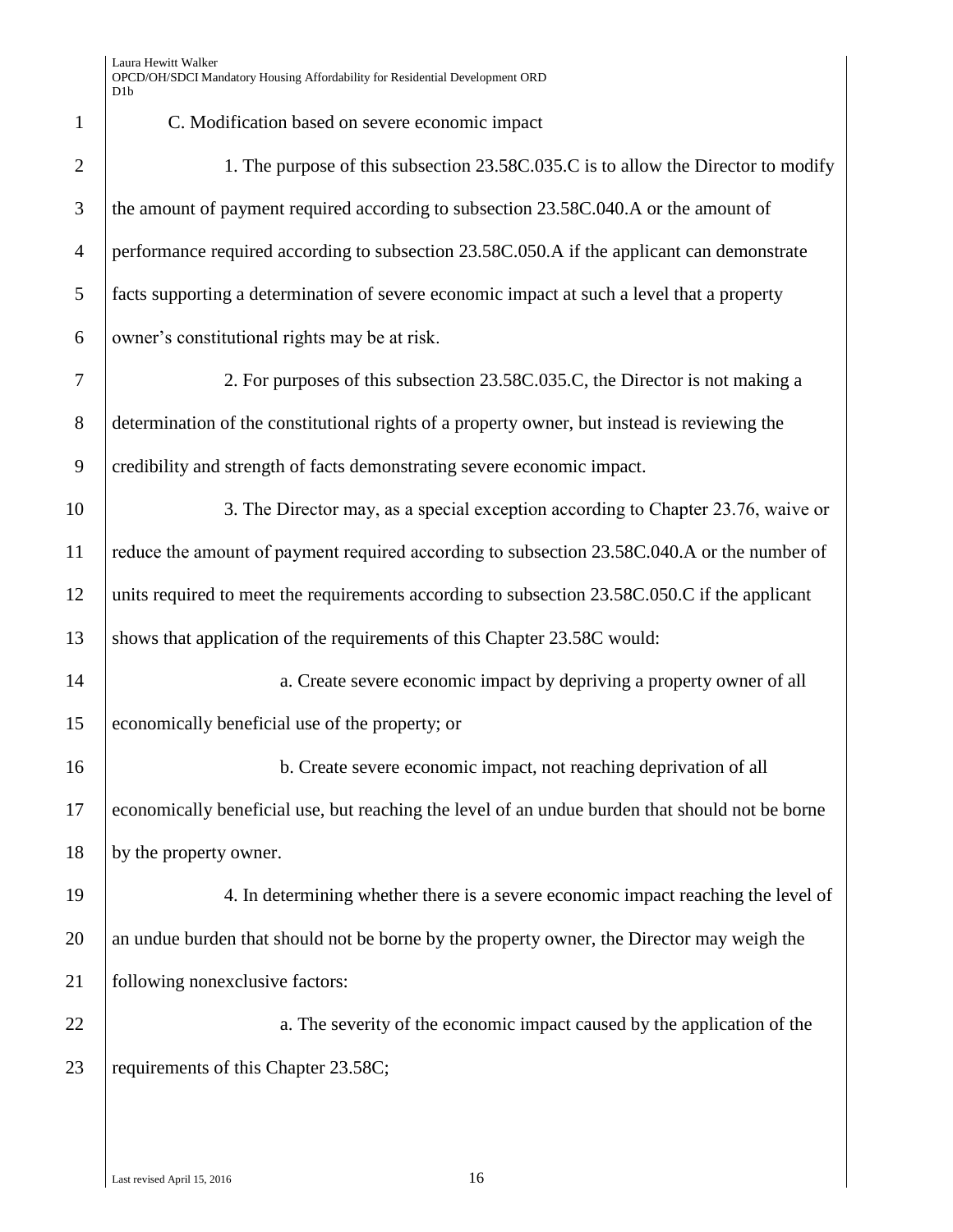C. Modification based on severe economic impact

1. The purpose of this subsection 23.58C.035.C is to allow the Director to modify the amount of payment required according to subsection 23.58C.040.A or the amount of performance required according to subsection 23.58C.050.A if the applicant can demonstrate facts supporting a determination of severe economic impact at such a level that a property owner's constitutional rights may be at risk.

2. For purposes of this subsection 23.58C.035.C, the Director is not making a determination of the constitutional rights of a property owner, but instead is reviewing the credibility and strength of facts demonstrating severe economic impact.

3. The Director may, as a special exception according to Chapter 23.76, waive or reduce the amount of payment required according to subsection 23.58C.040.A or the number of units required to meet the requirements according to subsection 23.58C.050.C if the applicant shows that application of the requirements of this Chapter 23.58C would:

a. Create severe economic impact by depriving a property owner of all economically beneficial use of the property; or

b. Create severe economic impact, not reaching deprivation of all economically beneficial use, but reaching the level of an undue burden that should not be borne by the property owner.

4. In determining whether there is a severe economic impact reaching the level of an undue burden that should not be borne by the property owner, the Director may weigh the following nonexclusive factors:

a. The severity of the economic impact caused by the application of the requirements of this Chapter 23.58C;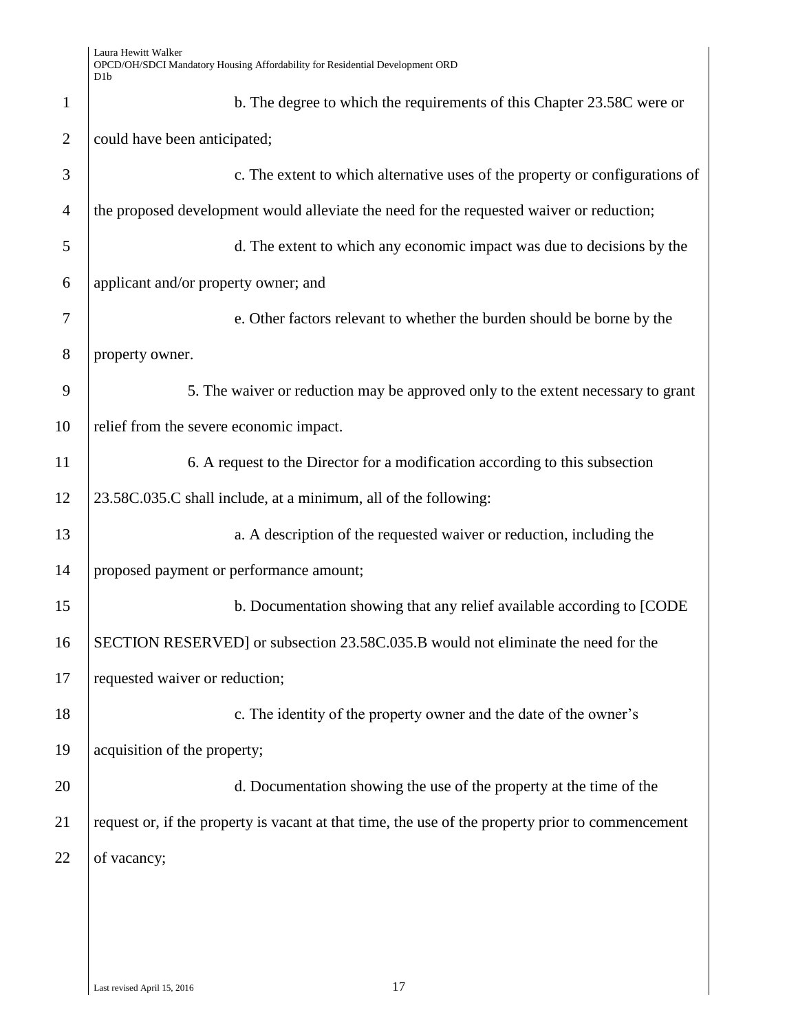b. The degree to which the requirements of this Chapter 23.58C were or could have been anticipated;

c. The extent to which alternative uses of the property or configurations of the proposed development would alleviate the need for the requested waiver or reduction;

d. The extent to which any economic impact was due to decisions by the applicant and/or property owner; and

e. Other factors relevant to whether the burden should be borne by the property owner.

5. The waiver or reduction may be approved only to the extent necessary to grant relief from the severe economic impact.

6. A request to the Director for a modification according to this subsection 23.58C.035.C shall include, at a minimum, all of the following:

a. A description of the requested waiver or reduction, including the proposed payment or performance amount;

b. Documentation showing that any relief available according to [CODE SECTION RESERVED] or subsection 23.58C.035.B would not eliminate the need for the requested waiver or reduction;

c. The identity of the property owner and the date of the owner's acquisition of the property;

d. Documentation showing the use of the property at the time of the request or, if the property is vacant at that time, the use of the property prior to commencement of vacancy;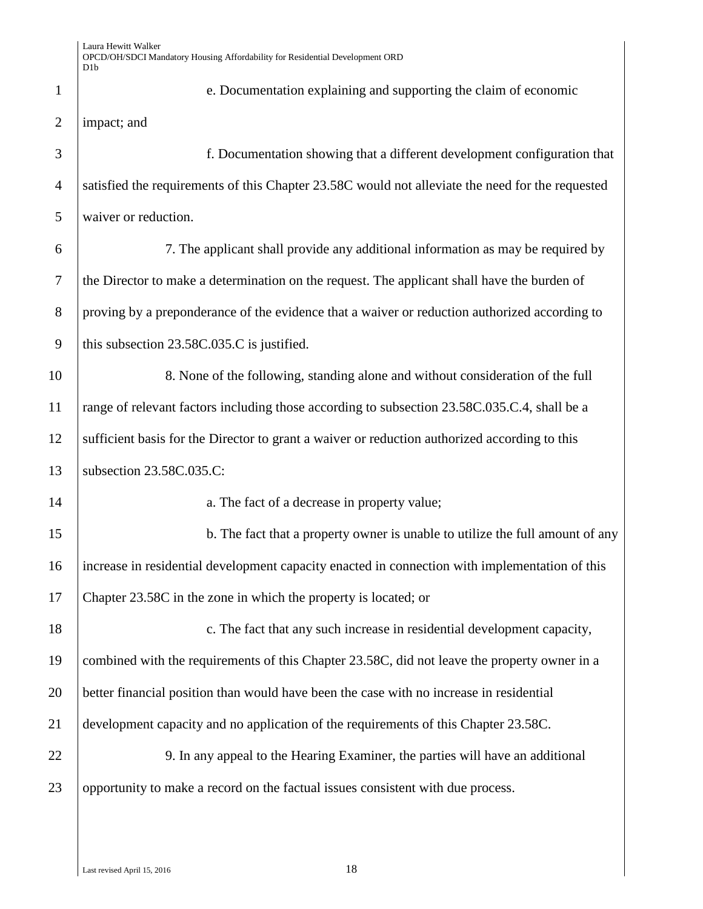e. Documentation explaining and supporting the claim of economic impact; and

f. Documentation showing that a different development configuration that satisfied the requirements of this Chapter 23.58C would not alleviate the need for the requested waiver or reduction.

7. The applicant shall provide any additional information as may be required by the Director to make a determination on the request. The applicant shall have the burden of proving by a preponderance of the evidence that a waiver or reduction authorized according to this subsection 23.58C.035.C is justified.

8. None of the following, standing alone and without consideration of the full range of relevant factors including those according to subsection 23.58C.035.C.4, shall be a sufficient basis for the Director to grant a waiver or reduction authorized according to this subsection 23.58C.035.C:

a. The fact of a decrease in property value;

b. The fact that a property owner is unable to utilize the full amount of any increase in residential development capacity enacted in connection with implementation of this Chapter 23.58C in the zone in which the property is located; or

c. The fact that any such increase in residential development capacity, combined with the requirements of this Chapter 23.58C, did not leave the property owner in a better financial position than would have been the case with no increase in residential development capacity and no application of the requirements of this Chapter 23.58C.

9. In any appeal to the Hearing Examiner, the parties will have an additional opportunity to make a record on the factual issues consistent with due process.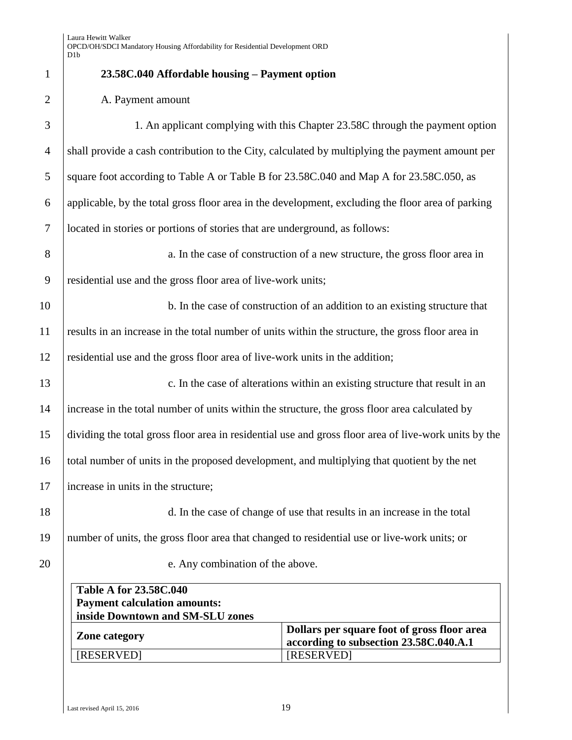**23.58C.040 Affordable housing – Payment option**

A. Payment amount

1. An applicant complying with this Chapter 23.58C through the payment option shall provide a cash contribution to the City, calculated by multiplying the payment amount per square foot according to Table A or Table B for 23.58C.040 and Map A for 23.58C.050, as applicable, by the total gross floor area in the development, excluding the floor area of parking located in stories or portions of stories that are underground, as follows:

a. In the case of construction of a new structure, the gross floor area in residential use and the gross floor area of live-work units;

b. In the case of construction of an addition to an existing structure that results in an increase in the total number of units within the structure, the gross floor area in residential use and the gross floor area of live-work units in the addition;

c. In the case of alterations within an existing structure that result in an increase in the total number of units within the structure, the gross floor area calculated by dividing the total gross floor area in residential use and gross floor area of live-work units by the total number of units in the proposed development, and multiplying that quotient by the net increase in units in the structure;

d. In the case of change of use that results in an increase in the total number of units, the gross floor area that changed to residential use or live-work units; or

e. Any combination of the above.

| **Table A for 23.58C.040<br>Payment calculation amounts:<br>inside Downtown and SM-SLU zones** | |
|---|---|
| **Zone category** | **Dollars per square foot of gross floor area according to subsection 23.58C.040.A.1** |
| [RESERVED] | [RESERVED] |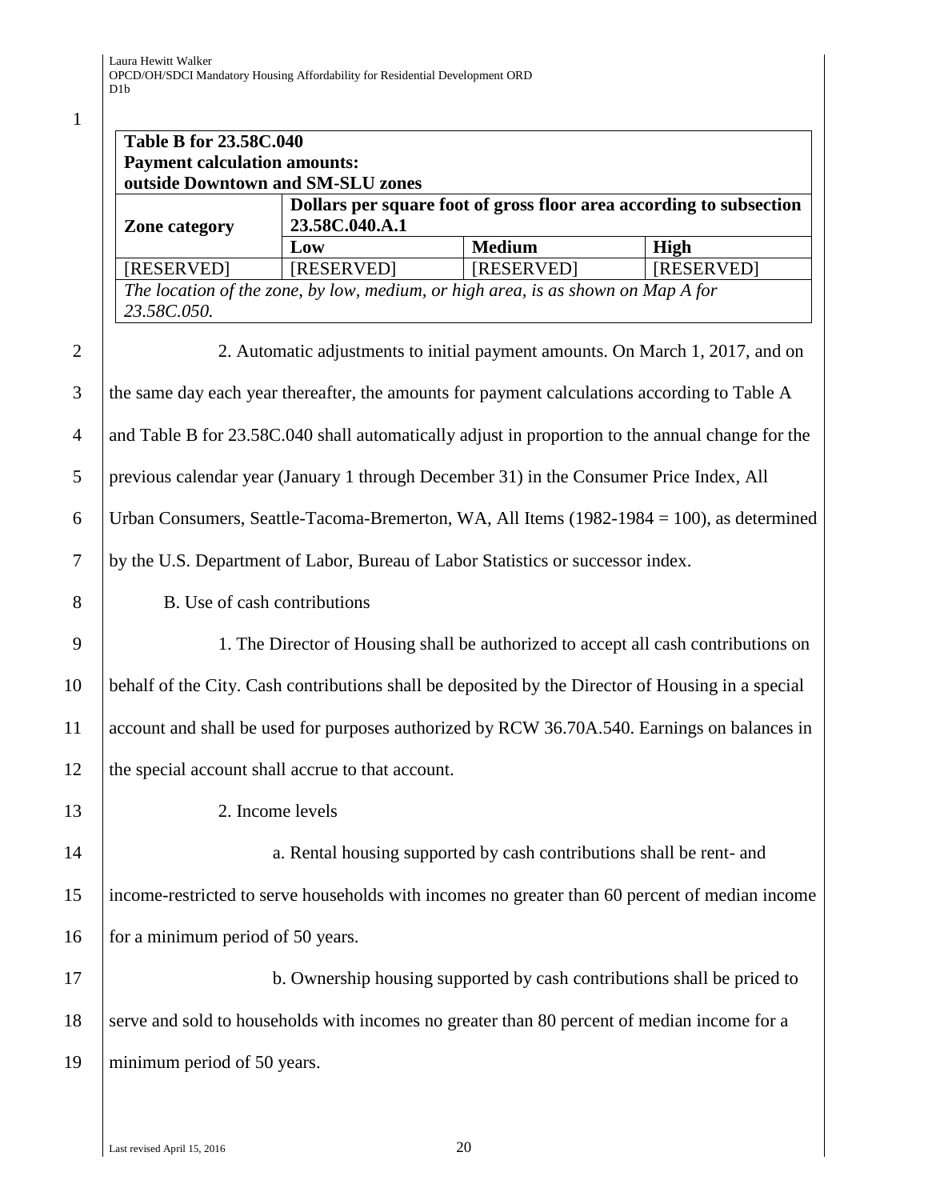| **Table B for 23.58C.040 Payment calculation amounts: outside Downtown and SM-SLU zones** | | | |
|---|---|---|---|
| **Zone category** | **Dollars per square foot of gross floor area according to subsection 23.58C.040.A.1** | | |
| | **Low** | **Medium** | **High** |
| [RESERVED] | [RESERVED] | [RESERVED] | [RESERVED] |
| *The location of the zone, by low, medium, or high area, is as shown on Map A for 23.58C.050.* | | | |

2. Automatic adjustments to initial payment amounts. On March 1, 2017, and on the same day each year thereafter, the amounts for payment calculations according to Table A and Table B for 23.58C.040 shall automatically adjust in proportion to the annual change for the previous calendar year (January 1 through December 31) in the Consumer Price Index, All Urban Consumers, Seattle-Tacoma-Bremerton, WA, All Items (1982-1984 = 100), as determined by the U.S. Department of Labor, Bureau of Labor Statistics or successor index.

B. Use of cash contributions

1. The Director of Housing shall be authorized to accept all cash contributions on behalf of the City. Cash contributions shall be deposited by the Director of Housing in a special account and shall be used for purposes authorized by RCW 36.70A.540. Earnings on balances in the special account shall accrue to that account.

2. Income levels

a. Rental housing supported by cash contributions shall be rent- and income-restricted to serve households with incomes no greater than 60 percent of median income for a minimum period of 50 years.

b. Ownership housing supported by cash contributions shall be priced to serve and sold to households with incomes no greater than 80 percent of median income for a minimum period of 50 years.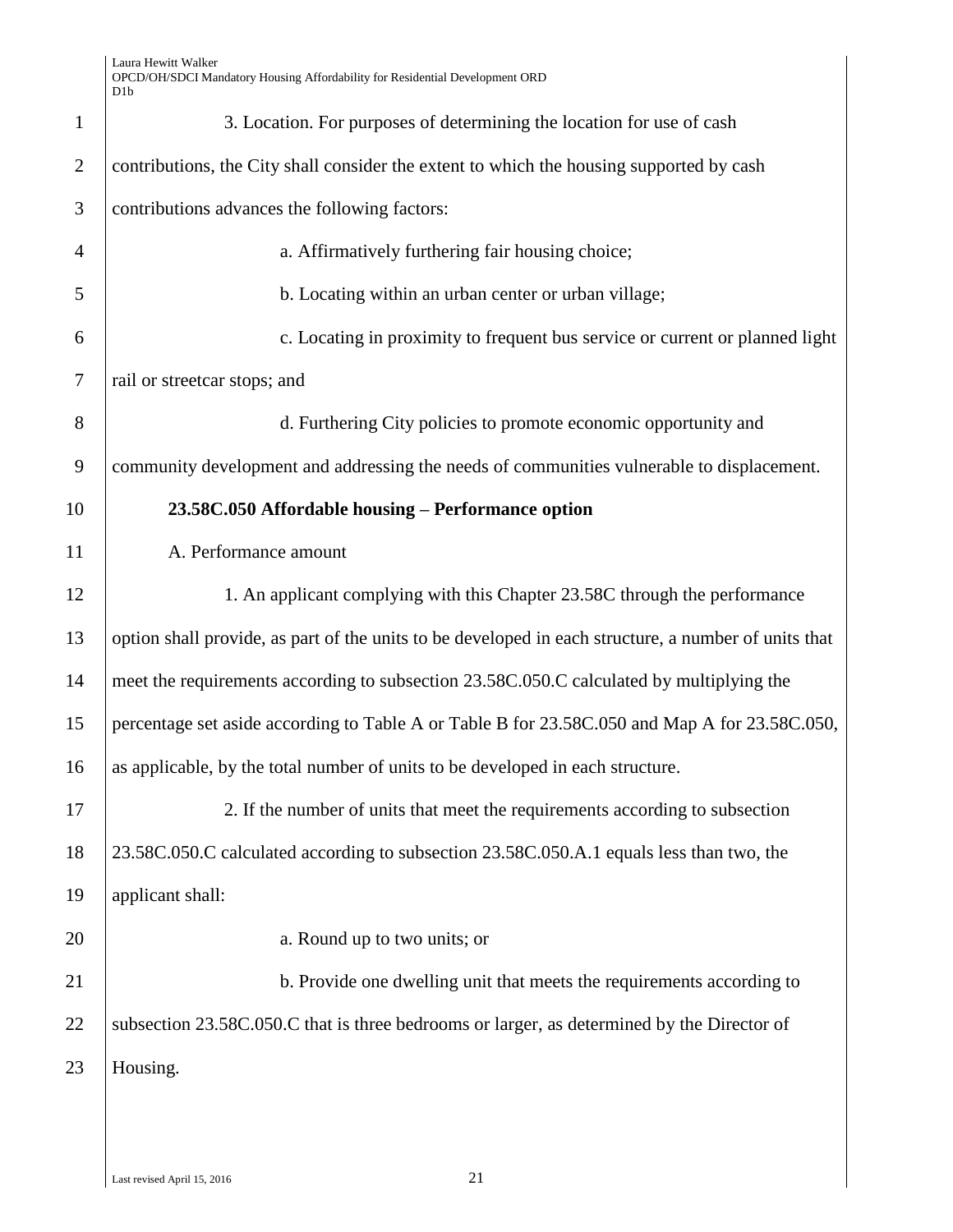3. Location. For purposes of determining the location for use of cash contributions, the City shall consider the extent to which the housing supported by cash contributions advances the following factors:

a. Affirmatively furthering fair housing choice;

b. Locating within an urban center or urban village;

c. Locating in proximity to frequent bus service or current or planned light rail or streetcar stops; and

d. Furthering City policies to promote economic opportunity and community development and addressing the needs of communities vulnerable to displacement.

**23.58C.050 Affordable housing – Performance option**

A. Performance amount

1. An applicant complying with this Chapter 23.58C through the performance option shall provide, as part of the units to be developed in each structure, a number of units that meet the requirements according to subsection 23.58C.050.C calculated by multiplying the percentage set aside according to Table A or Table B for 23.58C.050 and Map A for 23.58C.050, as applicable, by the total number of units to be developed in each structure.

2. If the number of units that meet the requirements according to subsection 23.58C.050.C calculated according to subsection 23.58C.050.A.1 equals less than two, the applicant shall:

a. Round up to two units; or

b. Provide one dwelling unit that meets the requirements according to subsection 23.58C.050.C that is three bedrooms or larger, as determined by the Director of Housing.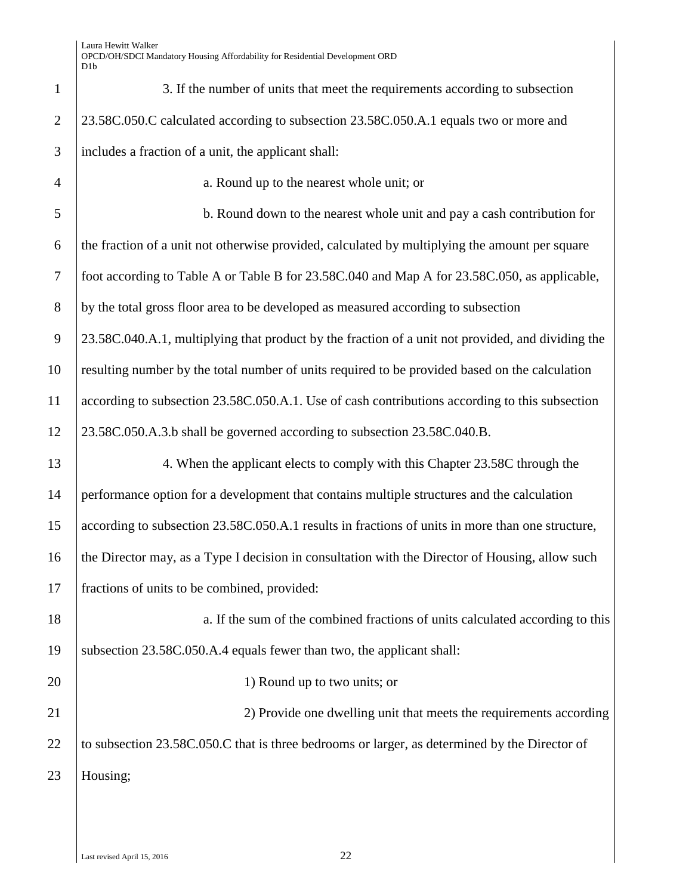3. If the number of units that meet the requirements according to subsection 23.58C.050.C calculated according to subsection 23.58C.050.A.1 equals two or more and includes a fraction of a unit, the applicant shall:

a. Round up to the nearest whole unit; or

b. Round down to the nearest whole unit and pay a cash contribution for the fraction of a unit not otherwise provided, calculated by multiplying the amount per square foot according to Table A or Table B for 23.58C.040 and Map A for 23.58C.050, as applicable, by the total gross floor area to be developed as measured according to subsection 23.58C.040.A.1, multiplying that product by the fraction of a unit not provided, and dividing the resulting number by the total number of units required to be provided based on the calculation according to subsection 23.58C.050.A.1. Use of cash contributions according to this subsection 23.58C.050.A.3.b shall be governed according to subsection 23.58C.040.B.

4. When the applicant elects to comply with this Chapter 23.58C through the performance option for a development that contains multiple structures and the calculation according to subsection 23.58C.050.A.1 results in fractions of units in more than one structure, the Director may, as a Type I decision in consultation with the Director of Housing, allow such fractions of units to be combined, provided:

a. If the sum of the combined fractions of units calculated according to this subsection 23.58C.050.A.4 equals fewer than two, the applicant shall:

1) Round up to two units; or

2) Provide one dwelling unit that meets the requirements according to subsection 23.58C.050.C that is three bedrooms or larger, as determined by the Director of Housing;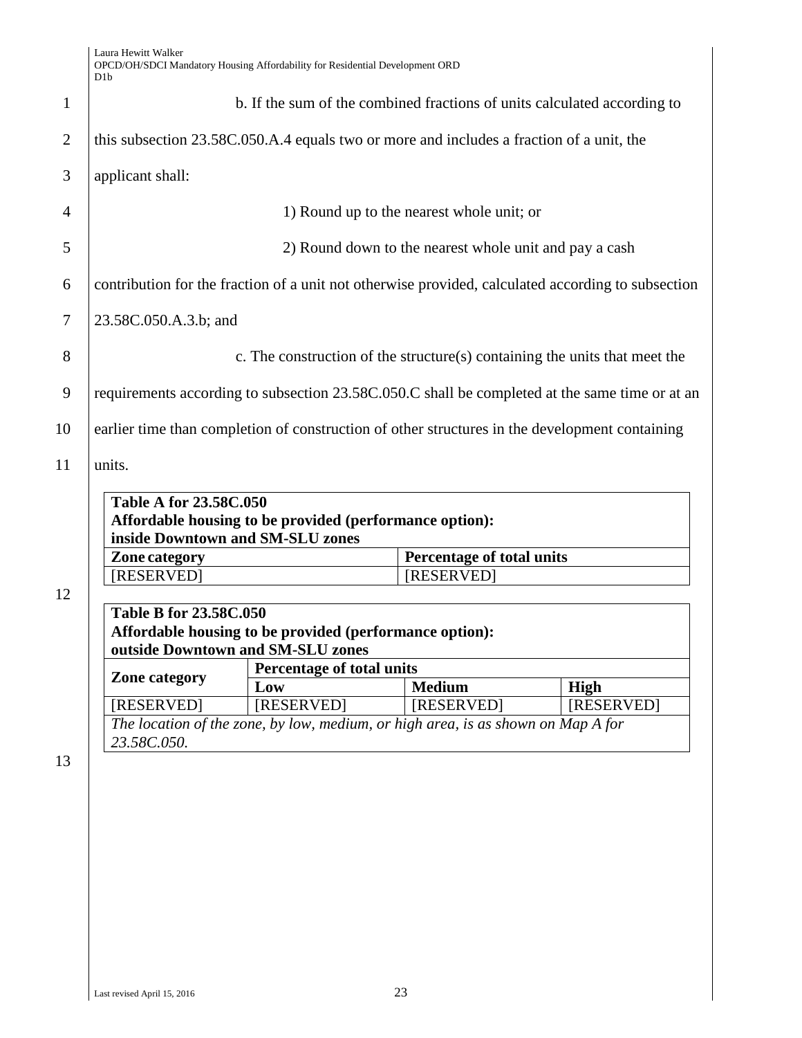b. If the sum of the combined fractions of units calculated according to this subsection 23.58C.050.A.4 equals two or more and includes a fraction of a unit, the applicant shall:

1) Round up to the nearest whole unit; or

2) Round down to the nearest whole unit and pay a cash contribution for the fraction of a unit not otherwise provided, calculated according to subsection 23.58C.050.A.3.b; and

c. The construction of the structure(s) containing the units that meet the requirements according to subsection 23.58C.050.C shall be completed at the same time or at an earlier time than completion of construction of other structures in the development containing units.

**Table A for 23.58C.050**
**Affordable housing to be provided (performance option): inside Downtown and SM-SLU zones**

| Zone category | Percentage of total units |
|---|---|
| [RESERVED] | [RESERVED] |

**Table B for 23.58C.050**
**Affordable housing to be provided (performance option): outside Downtown and SM-SLU zones**

| Zone category | Percentage of total units | | |
|---|---|---|---|
| | Low | Medium | High |
| [RESERVED] | [RESERVED] | [RESERVED] | [RESERVED] |
| *The location of the zone, by low, medium, or high area, is as shown on Map A for 23.58C.050.* | | | |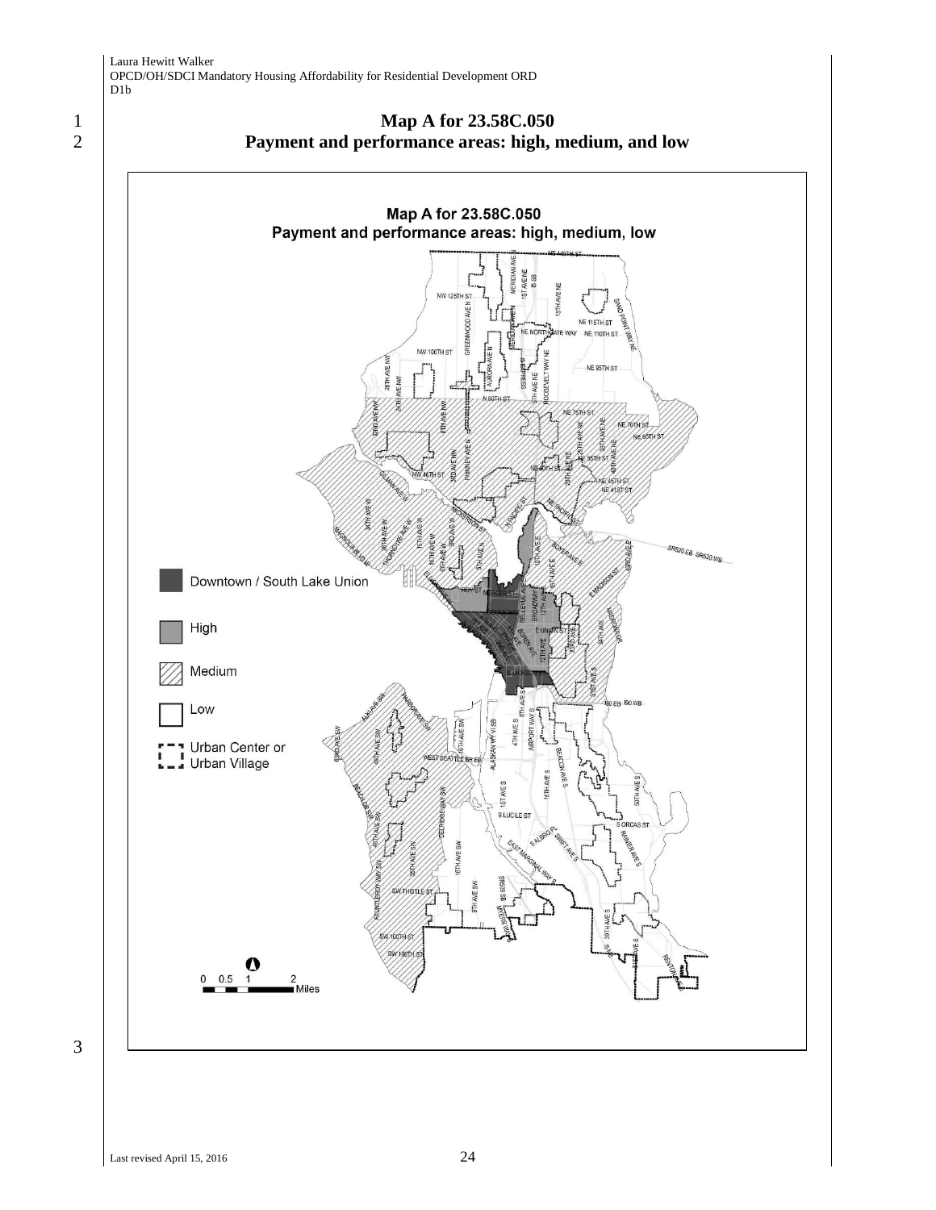# Map A for 23.58C.050
## Payment and performance areas: high, medium, and low

Map A for 23.58C.050
Payment and performance areas: high, medium, low

Downtown / South Lake Union

High

Medium

Low

Urban Center or Urban Village

0 0.5 1 2 Miles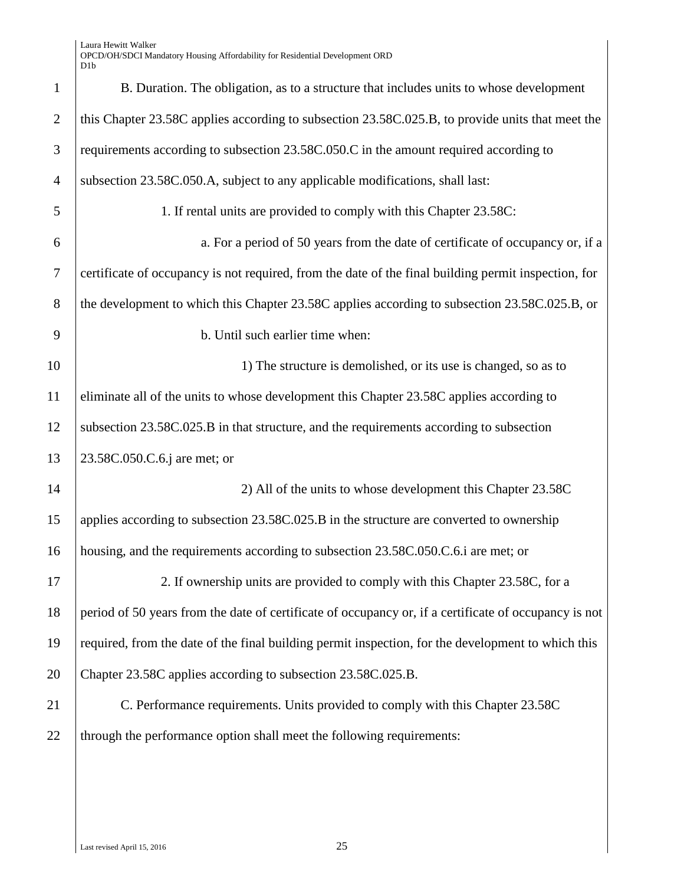B. Duration. The obligation, as to a structure that includes units to whose development this Chapter 23.58C applies according to subsection 23.58C.025.B, to provide units that meet the requirements according to subsection 23.58C.050.C in the amount required according to subsection 23.58C.050.A, subject to any applicable modifications, shall last:

1. If rental units are provided to comply with this Chapter 23.58C:

a. For a period of 50 years from the date of certificate of occupancy or, if a certificate of occupancy is not required, from the date of the final building permit inspection, for the development to which this Chapter 23.58C applies according to subsection 23.58C.025.B, or

b. Until such earlier time when:

1) The structure is demolished, or its use is changed, so as to eliminate all of the units to whose development this Chapter 23.58C applies according to subsection 23.58C.025.B in that structure, and the requirements according to subsection 23.58C.050.C.6.j are met; or

2) All of the units to whose development this Chapter 23.58C applies according to subsection 23.58C.025.B in the structure are converted to ownership housing, and the requirements according to subsection 23.58C.050.C.6.i are met; or

2. If ownership units are provided to comply with this Chapter 23.58C, for a period of 50 years from the date of certificate of occupancy or, if a certificate of occupancy is not required, from the date of the final building permit inspection, for the development to which this Chapter 23.58C applies according to subsection 23.58C.025.B.

C. Performance requirements. Units provided to comply with this Chapter 23.58C through the performance option shall meet the following requirements: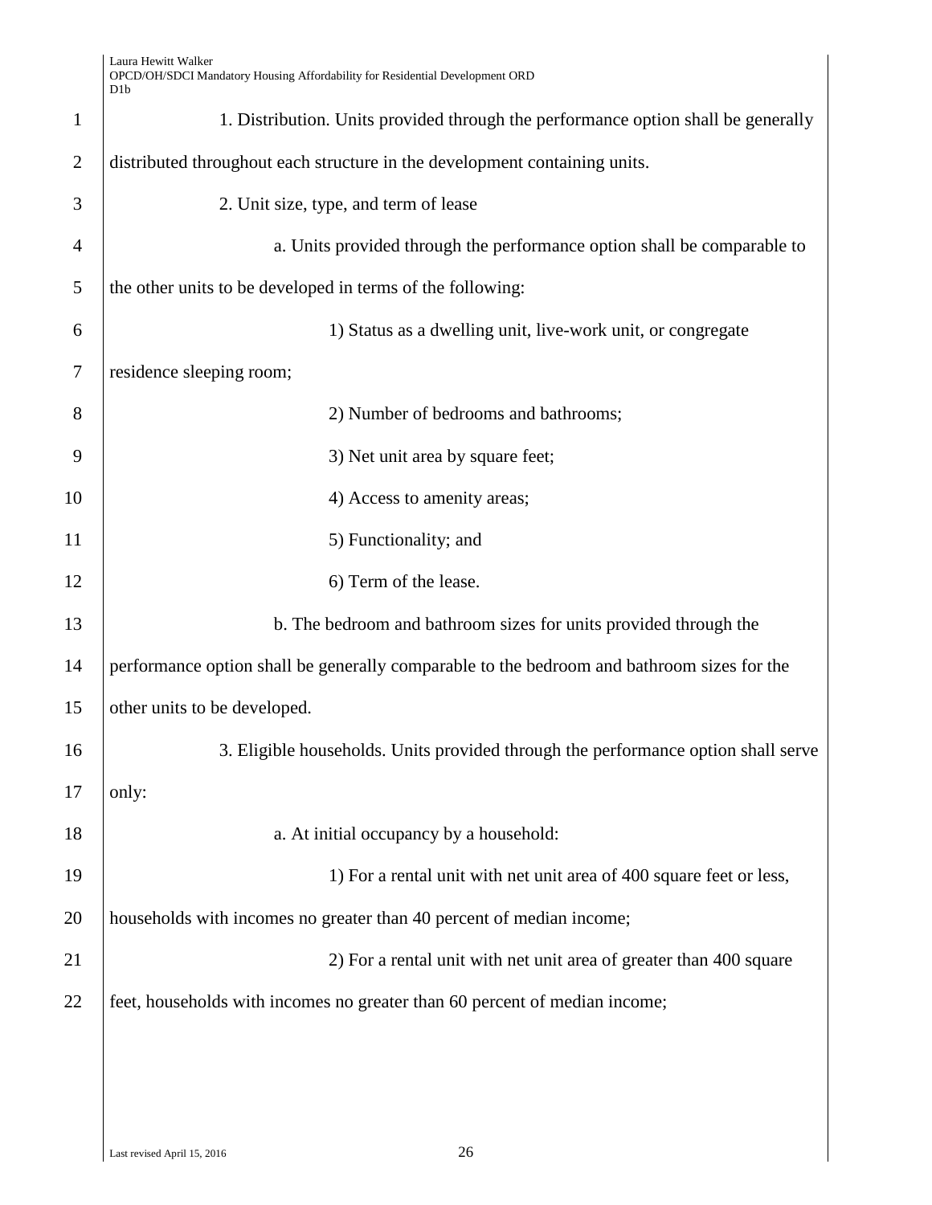1. Distribution. Units provided through the performance option shall be generally distributed throughout each structure in the development containing units.

2. Unit size, type, and term of lease

a. Units provided through the performance option shall be comparable to the other units to be developed in terms of the following:

1) Status as a dwelling unit, live-work unit, or congregate residence sleeping room;

2) Number of bedrooms and bathrooms;

3) Net unit area by square feet;

4) Access to amenity areas;

5) Functionality; and

6) Term of the lease.

b. The bedroom and bathroom sizes for units provided through the performance option shall be generally comparable to the bedroom and bathroom sizes for the other units to be developed.

3. Eligible households. Units provided through the performance option shall serve only:

a. At initial occupancy by a household:

1) For a rental unit with net unit area of 400 square feet or less, households with incomes no greater than 40 percent of median income;

2) For a rental unit with net unit area of greater than 400 square feet, households with incomes no greater than 60 percent of median income;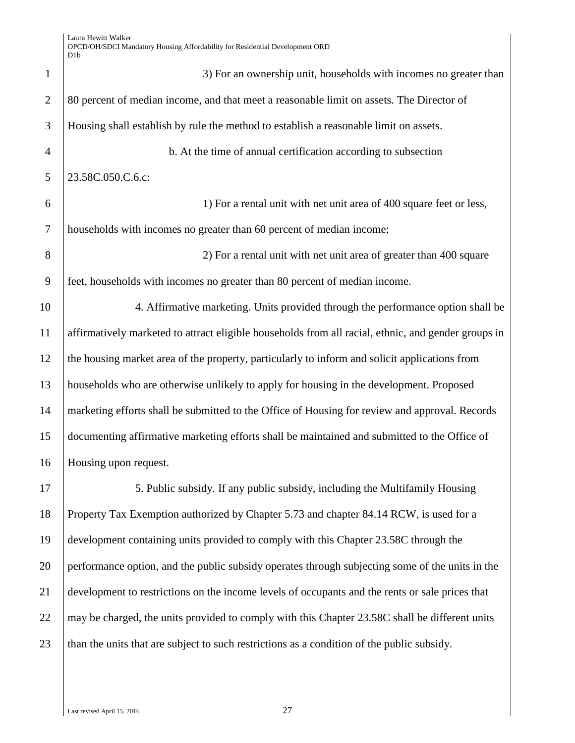3) For an ownership unit, households with incomes no greater than 80 percent of median income, and that meet a reasonable limit on assets. The Director of Housing shall establish by rule the method to establish a reasonable limit on assets.

b. At the time of annual certification according to subsection 23.58C.050.C.6.c:

1) For a rental unit with net unit area of 400 square feet or less, households with incomes no greater than 60 percent of median income;

2) For a rental unit with net unit area of greater than 400 square feet, households with incomes no greater than 80 percent of median income.

4. Affirmative marketing. Units provided through the performance option shall be affirmatively marketed to attract eligible households from all racial, ethnic, and gender groups in the housing market area of the property, particularly to inform and solicit applications from households who are otherwise unlikely to apply for housing in the development. Proposed marketing efforts shall be submitted to the Office of Housing for review and approval. Records documenting affirmative marketing efforts shall be maintained and submitted to the Office of Housing upon request.

5. Public subsidy. If any public subsidy, including the Multifamily Housing Property Tax Exemption authorized by Chapter 5.73 and chapter 84.14 RCW, is used for a development containing units provided to comply with this Chapter 23.58C through the performance option, and the public subsidy operates through subjecting some of the units in the development to restrictions on the income levels of occupants and the rents or sale prices that may be charged, the units provided to comply with this Chapter 23.58C shall be different units than the units that are subject to such restrictions as a condition of the public subsidy.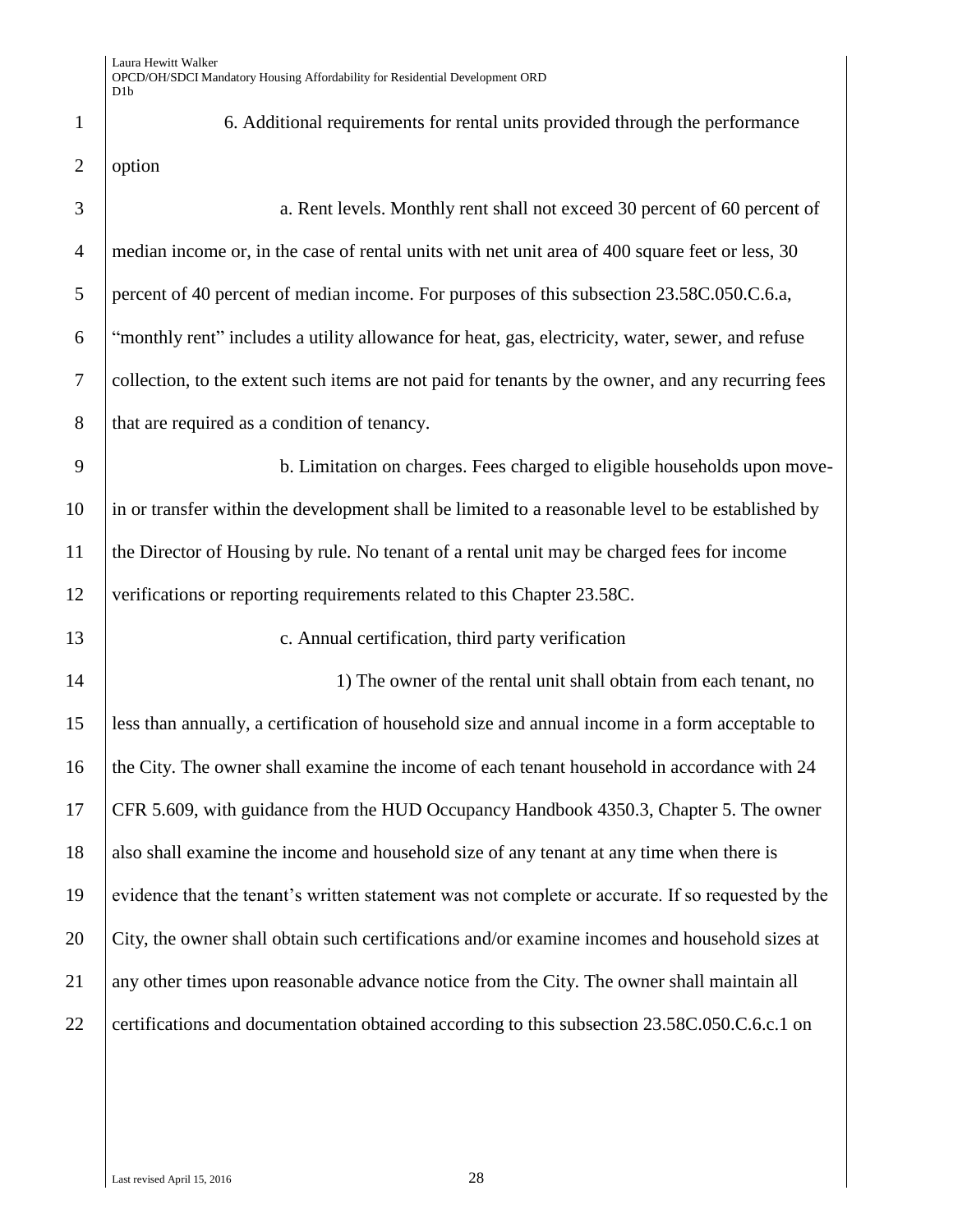6. Additional requirements for rental units provided through the performance option

a. Rent levels. Monthly rent shall not exceed 30 percent of 60 percent of median income or, in the case of rental units with net unit area of 400 square feet or less, 30 percent of 40 percent of median income. For purposes of this subsection 23.58C.050.C.6.a, "monthly rent" includes a utility allowance for heat, gas, electricity, water, sewer, and refuse collection, to the extent such items are not paid for tenants by the owner, and any recurring fees that are required as a condition of tenancy.

b. Limitation on charges. Fees charged to eligible households upon move-in or transfer within the development shall be limited to a reasonable level to be established by the Director of Housing by rule. No tenant of a rental unit may be charged fees for income verifications or reporting requirements related to this Chapter 23.58C.

c. Annual certification, third party verification

1) The owner of the rental unit shall obtain from each tenant, no less than annually, a certification of household size and annual income in a form acceptable to the City. The owner shall examine the income of each tenant household in accordance with 24 CFR 5.609, with guidance from the HUD Occupancy Handbook 4350.3, Chapter 5. The owner also shall examine the income and household size of any tenant at any time when there is evidence that the tenant's written statement was not complete or accurate. If so requested by the City, the owner shall obtain such certifications and/or examine incomes and household sizes at any other times upon reasonable advance notice from the City. The owner shall maintain all certifications and documentation obtained according to this subsection 23.58C.050.C.6.c.1 on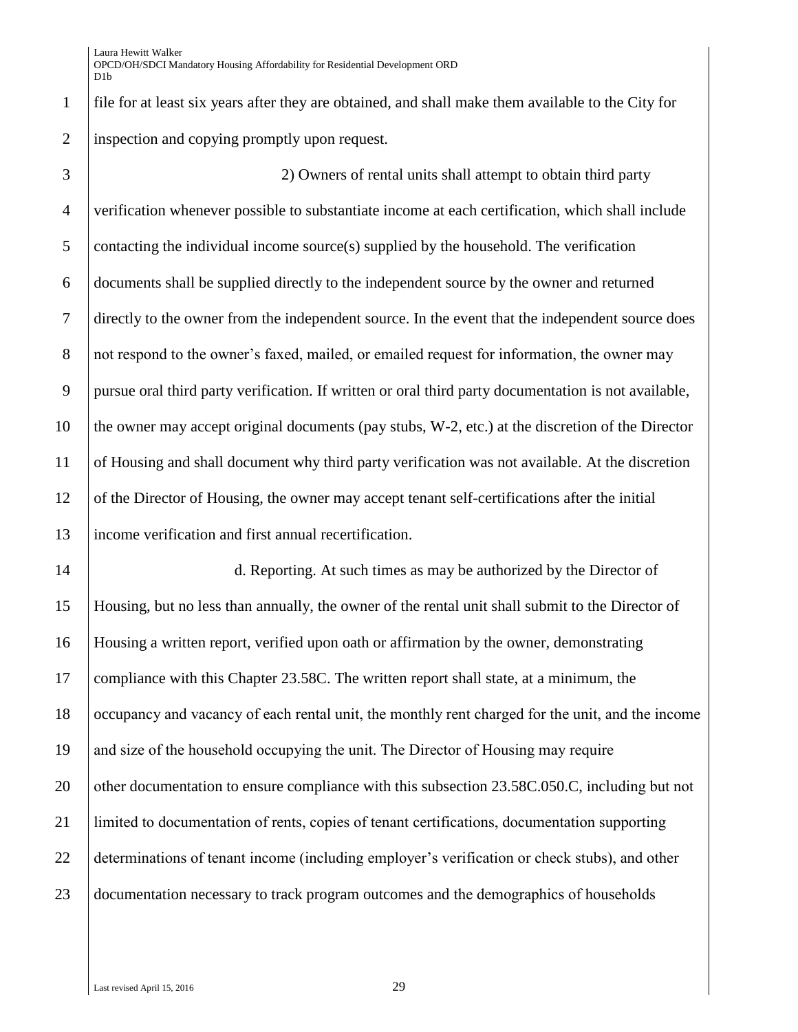file for at least six years after they are obtained, and shall make them available to the City for inspection and copying promptly upon request.

2) Owners of rental units shall attempt to obtain third party verification whenever possible to substantiate income at each certification, which shall include contacting the individual income source(s) supplied by the household. The verification documents shall be supplied directly to the independent source by the owner and returned directly to the owner from the independent source. In the event that the independent source does not respond to the owner's faxed, mailed, or emailed request for information, the owner may pursue oral third party verification. If written or oral third party documentation is not available, the owner may accept original documents (pay stubs, W-2, etc.) at the discretion of the Director of Housing and shall document why third party verification was not available. At the discretion of the Director of Housing, the owner may accept tenant self-certifications after the initial income verification and first annual recertification.

d. Reporting. At such times as may be authorized by the Director of Housing, but no less than annually, the owner of the rental unit shall submit to the Director of Housing a written report, verified upon oath or affirmation by the owner, demonstrating compliance with this Chapter 23.58C. The written report shall state, at a minimum, the occupancy and vacancy of each rental unit, the monthly rent charged for the unit, and the income and size of the household occupying the unit. The Director of Housing may require other documentation to ensure compliance with this subsection 23.58C.050.C, including but not limited to documentation of rents, copies of tenant certifications, documentation supporting determinations of tenant income (including employer's verification or check stubs), and other documentation necessary to track program outcomes and the demographics of households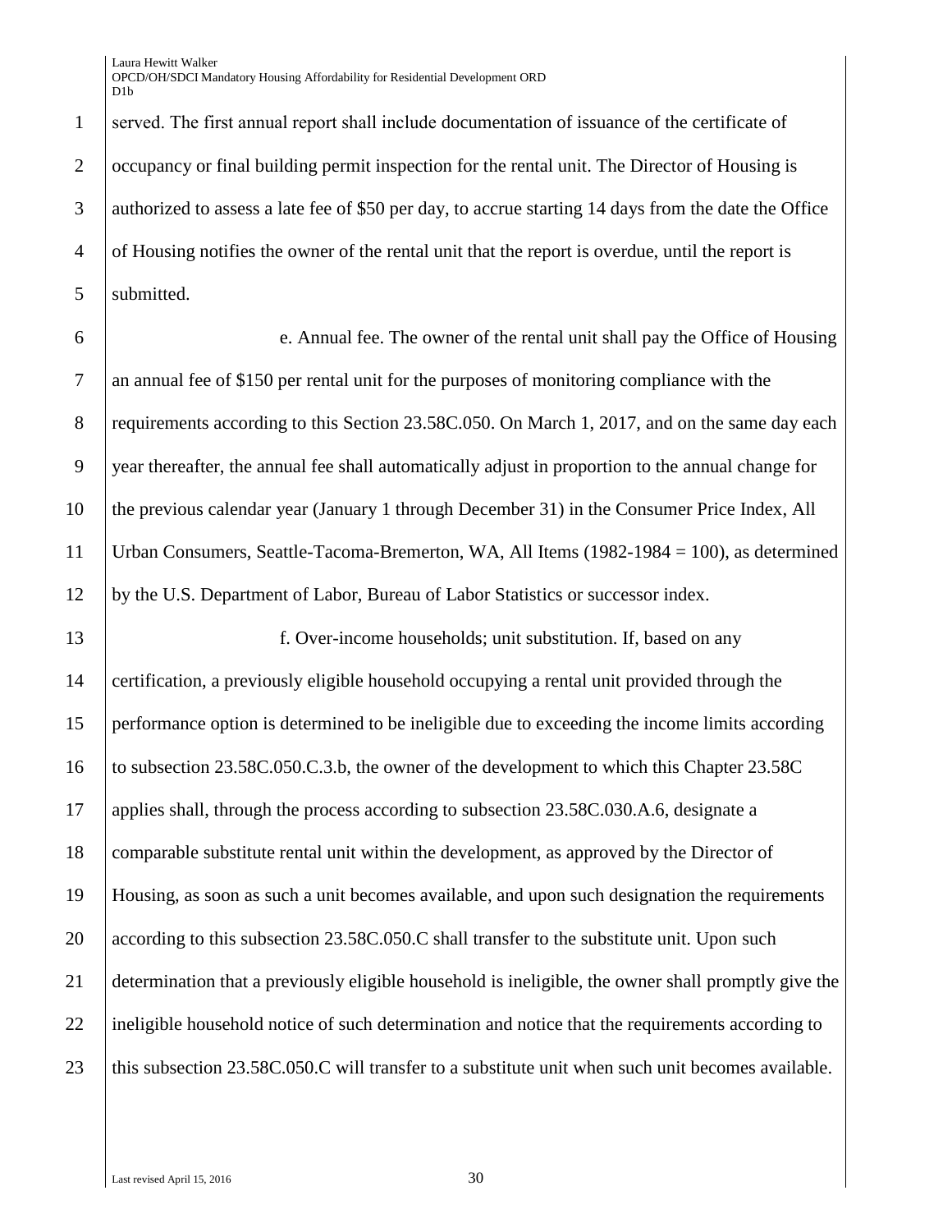served. The first annual report shall include documentation of issuance of the certificate of occupancy or final building permit inspection for the rental unit. The Director of Housing is authorized to assess a late fee of $50 per day, to accrue starting 14 days from the date the Office of Housing notifies the owner of the rental unit that the report is overdue, until the report is submitted.

e. Annual fee. The owner of the rental unit shall pay the Office of Housing an annual fee of $150 per rental unit for the purposes of monitoring compliance with the requirements according to this Section 23.58C.050. On March 1, 2017, and on the same day each year thereafter, the annual fee shall automatically adjust in proportion to the annual change for the previous calendar year (January 1 through December 31) in the Consumer Price Index, All Urban Consumers, Seattle-Tacoma-Bremerton, WA, All Items (1982-1984 = 100), as determined by the U.S. Department of Labor, Bureau of Labor Statistics or successor index.

f. Over-income households; unit substitution. If, based on any certification, a previously eligible household occupying a rental unit provided through the performance option is determined to be ineligible due to exceeding the income limits according to subsection 23.58C.050.C.3.b, the owner of the development to which this Chapter 23.58C applies shall, through the process according to subsection 23.58C.030.A.6, designate a comparable substitute rental unit within the development, as approved by the Director of Housing, as soon as such a unit becomes available, and upon such designation the requirements according to this subsection 23.58C.050.C shall transfer to the substitute unit. Upon such determination that a previously eligible household is ineligible, the owner shall promptly give the ineligible household notice of such determination and notice that the requirements according to this subsection 23.58C.050.C will transfer to a substitute unit when such unit becomes available.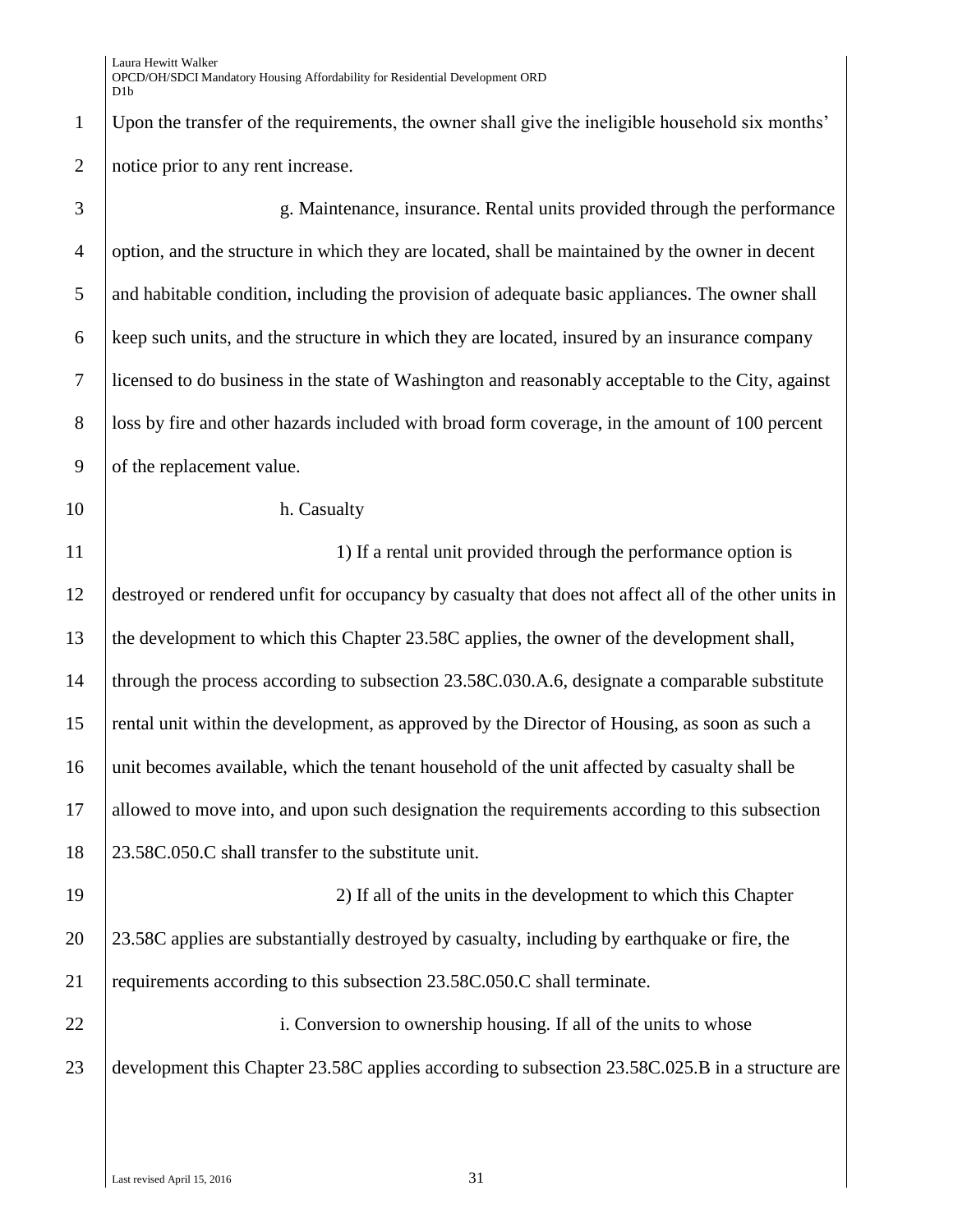Upon the transfer of the requirements, the owner shall give the ineligible household six months' notice prior to any rent increase.

g. Maintenance, insurance. Rental units provided through the performance option, and the structure in which they are located, shall be maintained by the owner in decent and habitable condition, including the provision of adequate basic appliances. The owner shall keep such units, and the structure in which they are located, insured by an insurance company licensed to do business in the state of Washington and reasonably acceptable to the City, against loss by fire and other hazards included with broad form coverage, in the amount of 100 percent of the replacement value.

h. Casualty

1) If a rental unit provided through the performance option is destroyed or rendered unfit for occupancy by casualty that does not affect all of the other units in the development to which this Chapter 23.58C applies, the owner of the development shall, through the process according to subsection 23.58C.030.A.6, designate a comparable substitute rental unit within the development, as approved by the Director of Housing, as soon as such a unit becomes available, which the tenant household of the unit affected by casualty shall be allowed to move into, and upon such designation the requirements according to this subsection 23.58C.050.C shall transfer to the substitute unit.

2) If all of the units in the development to which this Chapter 23.58C applies are substantially destroyed by casualty, including by earthquake or fire, the requirements according to this subsection 23.58C.050.C shall terminate.

i. Conversion to ownership housing. If all of the units to whose development this Chapter 23.58C applies according to subsection 23.58C.025.B in a structure are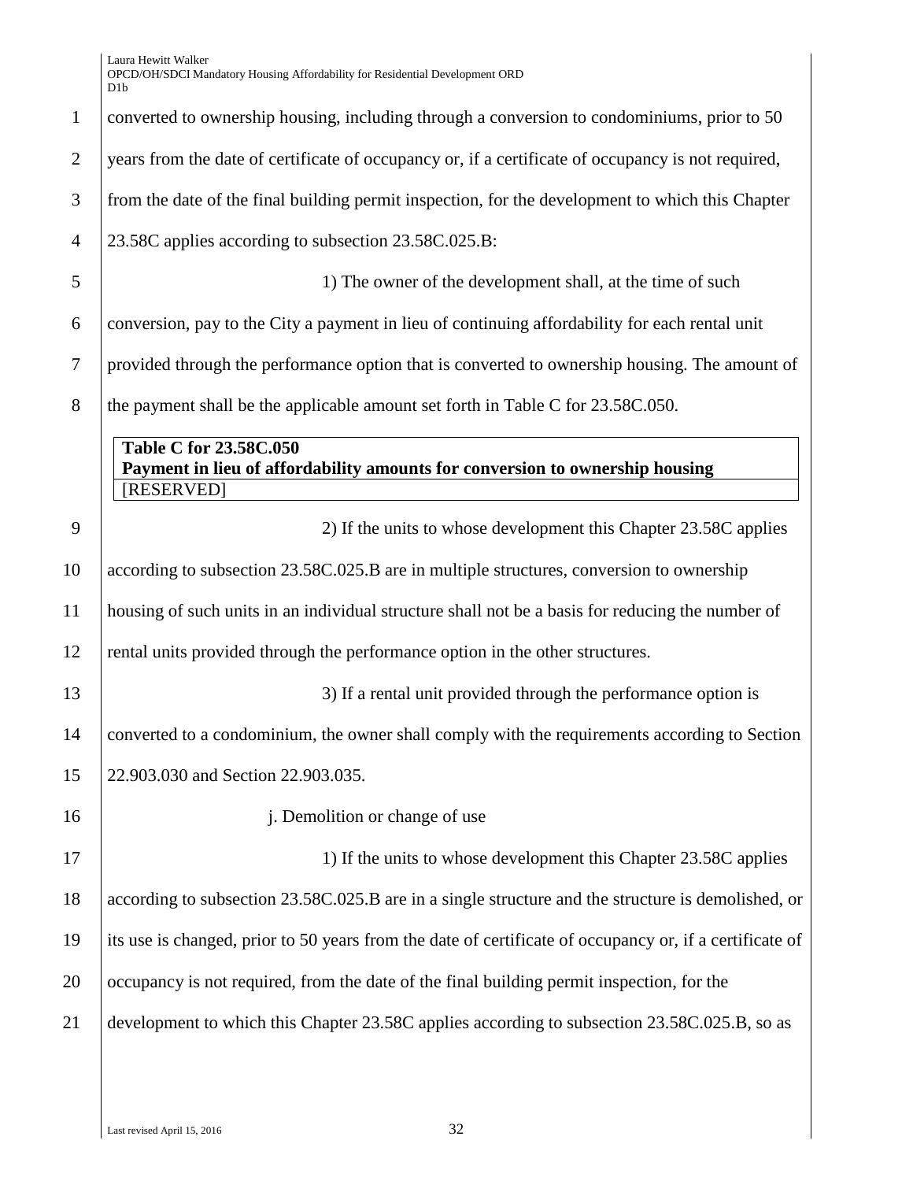converted to ownership housing, including through a conversion to condominiums, prior to 50 years from the date of certificate of occupancy or, if a certificate of occupancy is not required, from the date of the final building permit inspection, for the development to which this Chapter 23.58C applies according to subsection 23.58C.025.B:

1) The owner of the development shall, at the time of such conversion, pay to the City a payment in lieu of continuing affordability for each rental unit provided through the performance option that is converted to ownership housing. The amount of the payment shall be the applicable amount set forth in Table C for 23.58C.050.

| **Table C for 23.58C.050** **Payment in lieu of affordability amounts for conversion to ownership housing** |
| --- |
| [RESERVED] |

2) If the units to whose development this Chapter 23.58C applies according to subsection 23.58C.025.B are in multiple structures, conversion to ownership housing of such units in an individual structure shall not be a basis for reducing the number of rental units provided through the performance option in the other structures.

3) If a rental unit provided through the performance option is converted to a condominium, the owner shall comply with the requirements according to Section 22.903.030 and Section 22.903.035.

j. Demolition or change of use

1) If the units to whose development this Chapter 23.58C applies according to subsection 23.58C.025.B are in a single structure and the structure is demolished, or its use is changed, prior to 50 years from the date of certificate of occupancy or, if a certificate of occupancy is not required, from the date of the final building permit inspection, for the development to which this Chapter 23.58C applies according to subsection 23.58C.025.B, so as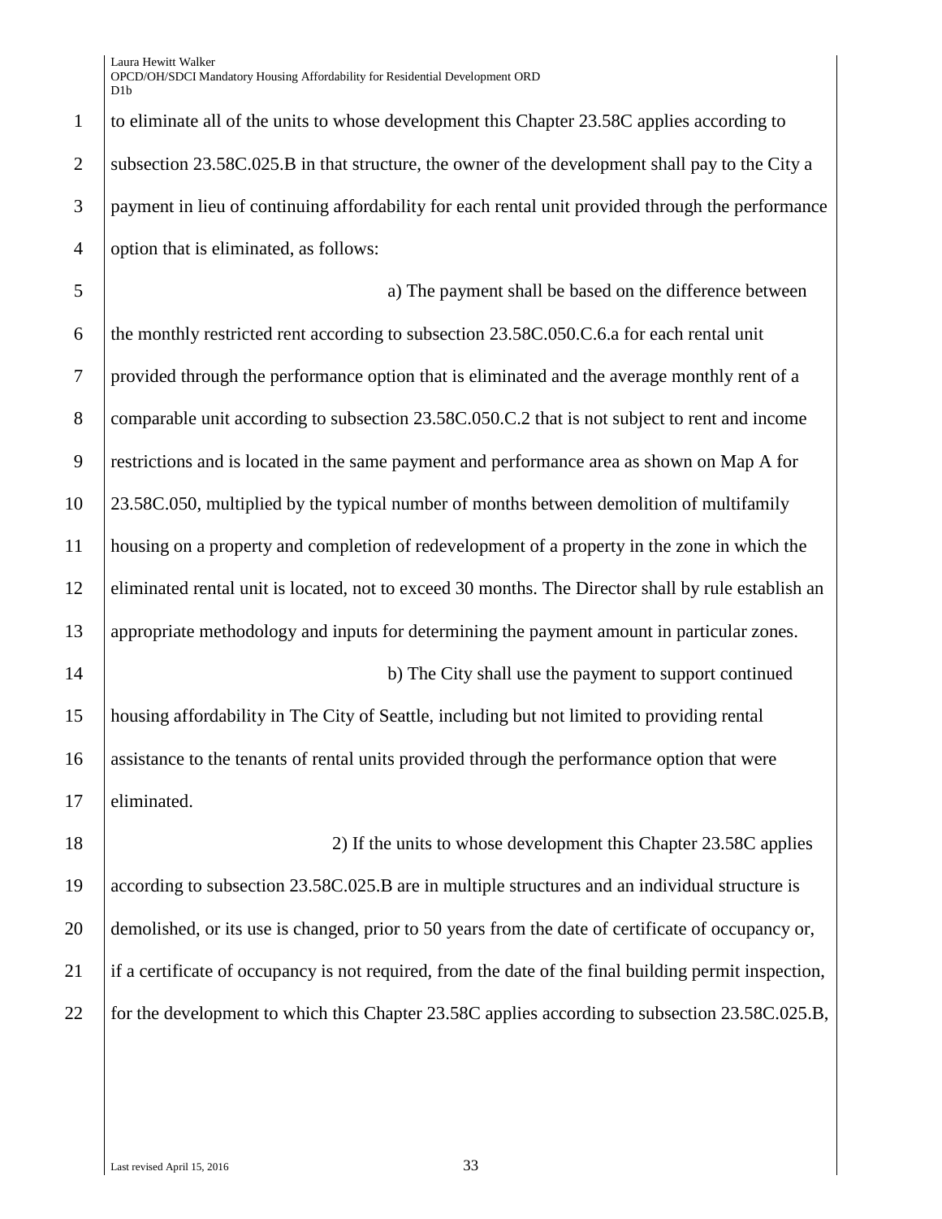to eliminate all of the units to whose development this Chapter 23.58C applies according to subsection 23.58C.025.B in that structure, the owner of the development shall pay to the City a payment in lieu of continuing affordability for each rental unit provided through the performance option that is eliminated, as follows:

a) The payment shall be based on the difference between the monthly restricted rent according to subsection 23.58C.050.C.6.a for each rental unit provided through the performance option that is eliminated and the average monthly rent of a comparable unit according to subsection 23.58C.050.C.2 that is not subject to rent and income restrictions and is located in the same payment and performance area as shown on Map A for 23.58C.050, multiplied by the typical number of months between demolition of multifamily housing on a property and completion of redevelopment of a property in the zone in which the eliminated rental unit is located, not to exceed 30 months. The Director shall by rule establish an appropriate methodology and inputs for determining the payment amount in particular zones.

b) The City shall use the payment to support continued housing affordability in The City of Seattle, including but not limited to providing rental assistance to the tenants of rental units provided through the performance option that were eliminated.

2) If the units to whose development this Chapter 23.58C applies according to subsection 23.58C.025.B are in multiple structures and an individual structure is demolished, or its use is changed, prior to 50 years from the date of certificate of occupancy or, if a certificate of occupancy is not required, from the date of the final building permit inspection, for the development to which this Chapter 23.58C applies according to subsection 23.58C.025.B,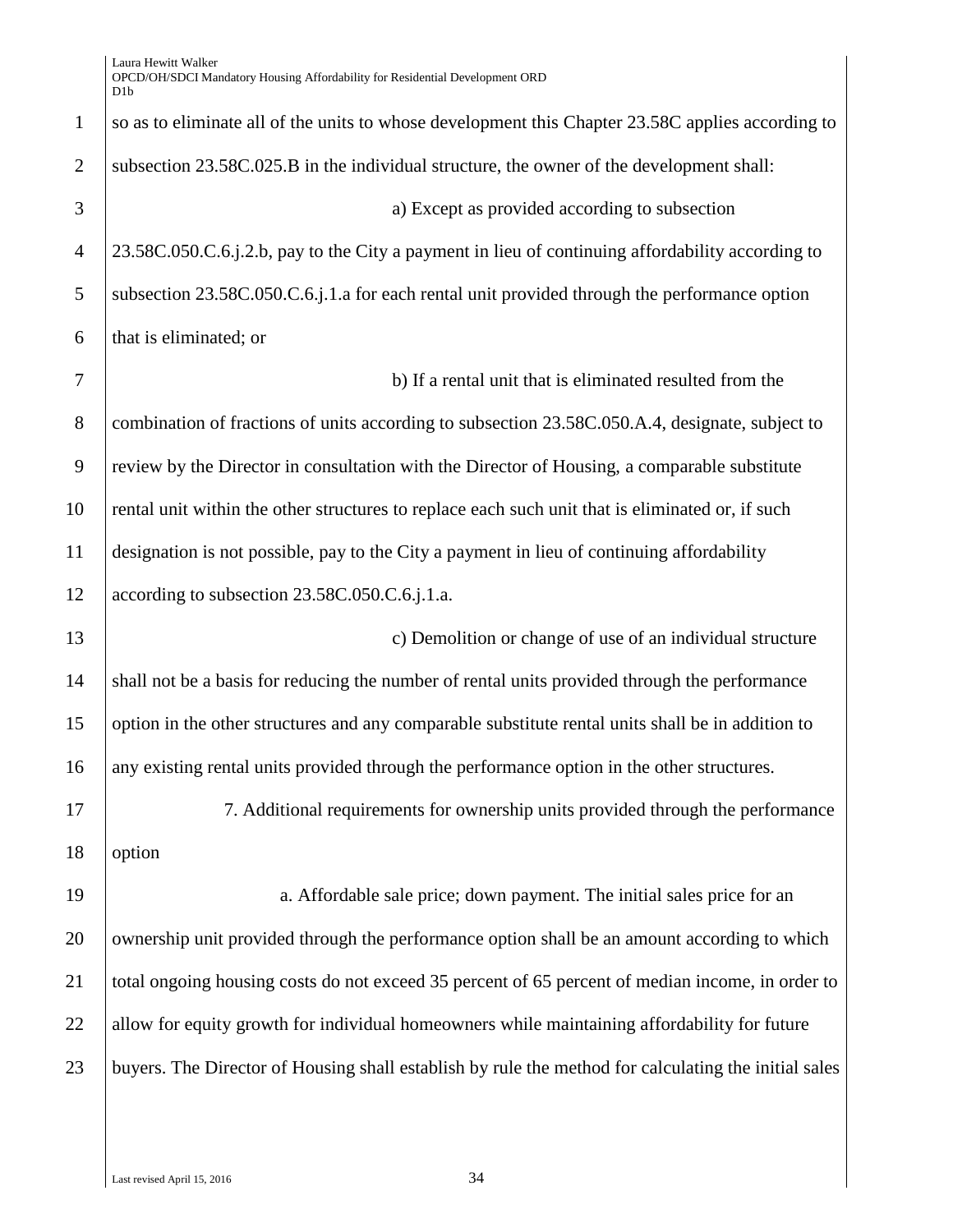so as to eliminate all of the units to whose development this Chapter 23.58C applies according to subsection 23.58C.025.B in the individual structure, the owner of the development shall:

a) Except as provided according to subsection 23.58C.050.C.6.j.2.b, pay to the City a payment in lieu of continuing affordability according to subsection 23.58C.050.C.6.j.1.a for each rental unit provided through the performance option that is eliminated; or

b) If a rental unit that is eliminated resulted from the combination of fractions of units according to subsection 23.58C.050.A.4, designate, subject to review by the Director in consultation with the Director of Housing, a comparable substitute rental unit within the other structures to replace each such unit that is eliminated or, if such designation is not possible, pay to the City a payment in lieu of continuing affordability according to subsection 23.58C.050.C.6.j.1.a.

c) Demolition or change of use of an individual structure shall not be a basis for reducing the number of rental units provided through the performance option in the other structures and any comparable substitute rental units shall be in addition to any existing rental units provided through the performance option in the other structures.

7. Additional requirements for ownership units provided through the performance option

a. Affordable sale price; down payment. The initial sales price for an ownership unit provided through the performance option shall be an amount according to which total ongoing housing costs do not exceed 35 percent of 65 percent of median income, in order to allow for equity growth for individual homeowners while maintaining affordability for future buyers. The Director of Housing shall establish by rule the method for calculating the initial sales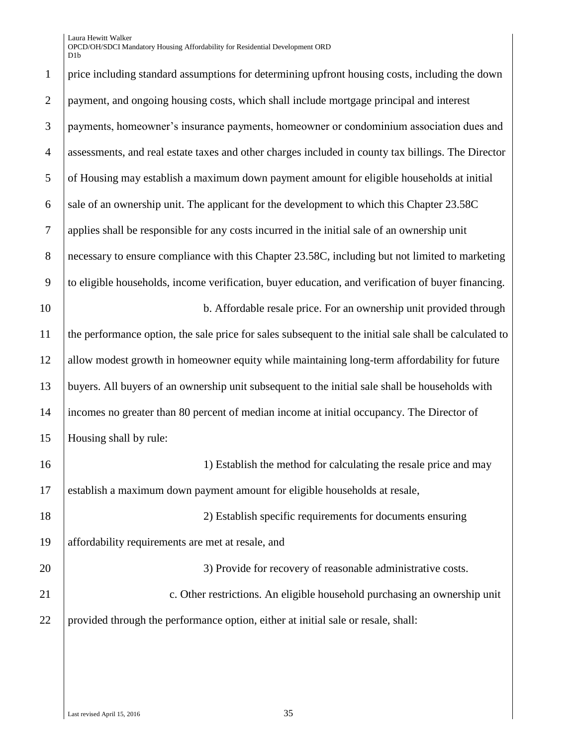price including standard assumptions for determining upfront housing costs, including the down payment, and ongoing housing costs, which shall include mortgage principal and interest payments, homeowner's insurance payments, homeowner or condominium association dues and assessments, and real estate taxes and other charges included in county tax billings. The Director of Housing may establish a maximum down payment amount for eligible households at initial sale of an ownership unit. The applicant for the development to which this Chapter 23.58C applies shall be responsible for any costs incurred in the initial sale of an ownership unit necessary to ensure compliance with this Chapter 23.58C, including but not limited to marketing to eligible households, income verification, buyer education, and verification of buyer financing.

b. Affordable resale price. For an ownership unit provided through the performance option, the sale price for sales subsequent to the initial sale shall be calculated to allow modest growth in homeowner equity while maintaining long-term affordability for future buyers. All buyers of an ownership unit subsequent to the initial sale shall be households with incomes no greater than 80 percent of median income at initial occupancy. The Director of Housing shall by rule:

1) Establish the method for calculating the resale price and may establish a maximum down payment amount for eligible households at resale,

2) Establish specific requirements for documents ensuring affordability requirements are met at resale, and

3) Provide for recovery of reasonable administrative costs.

c. Other restrictions. An eligible household purchasing an ownership unit provided through the performance option, either at initial sale or resale, shall: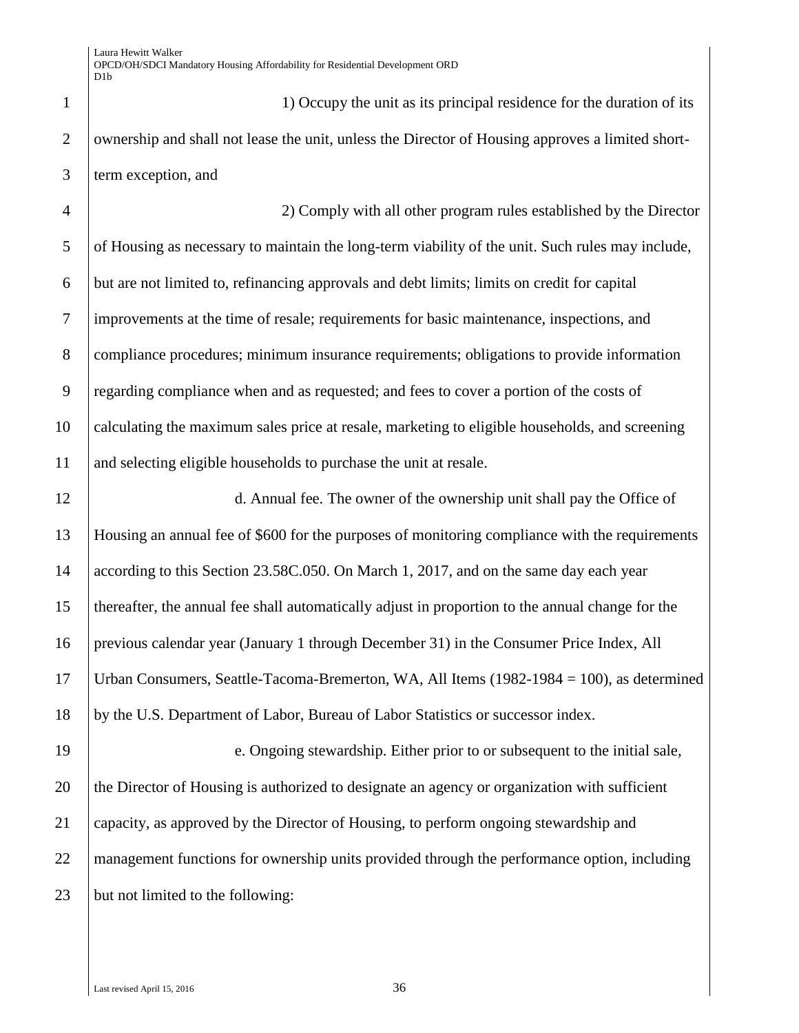1) Occupy the unit as its principal residence for the duration of its ownership and shall not lease the unit, unless the Director of Housing approves a limited short-term exception, and

2) Comply with all other program rules established by the Director of Housing as necessary to maintain the long-term viability of the unit. Such rules may include, but are not limited to, refinancing approvals and debt limits; limits on credit for capital improvements at the time of resale; requirements for basic maintenance, inspections, and compliance procedures; minimum insurance requirements; obligations to provide information regarding compliance when and as requested; and fees to cover a portion of the costs of calculating the maximum sales price at resale, marketing to eligible households, and screening and selecting eligible households to purchase the unit at resale.

d. Annual fee. The owner of the ownership unit shall pay the Office of Housing an annual fee of $600 for the purposes of monitoring compliance with the requirements according to this Section 23.58C.050. On March 1, 2017, and on the same day each year thereafter, the annual fee shall automatically adjust in proportion to the annual change for the previous calendar year (January 1 through December 31) in the Consumer Price Index, All Urban Consumers, Seattle-Tacoma-Bremerton, WA, All Items (1982-1984 = 100), as determined by the U.S. Department of Labor, Bureau of Labor Statistics or successor index.

e. Ongoing stewardship. Either prior to or subsequent to the initial sale, the Director of Housing is authorized to designate an agency or organization with sufficient capacity, as approved by the Director of Housing, to perform ongoing stewardship and management functions for ownership units provided through the performance option, including but not limited to the following: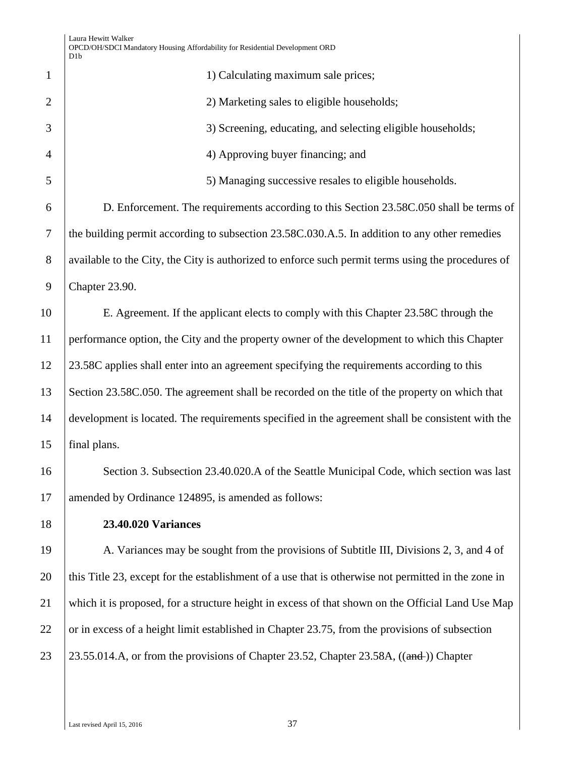1) Calculating maximum sale prices;

2) Marketing sales to eligible households;

3) Screening, educating, and selecting eligible households;

4) Approving buyer financing; and

5) Managing successive resales to eligible households.

D. Enforcement. The requirements according to this Section 23.58C.050 shall be terms of the building permit according to subsection 23.58C.030.A.5. In addition to any other remedies available to the City, the City is authorized to enforce such permit terms using the procedures of Chapter 23.90.

E. Agreement. If the applicant elects to comply with this Chapter 23.58C through the performance option, the City and the property owner of the development to which this Chapter 23.58C applies shall enter into an agreement specifying the requirements according to this Section 23.58C.050. The agreement shall be recorded on the title of the property on which that development is located. The requirements specified in the agreement shall be consistent with the final plans.

Section 3. Subsection 23.40.020.A of the Seattle Municipal Code, which section was last amended by Ordinance 124895, is amended as follows:

**23.40.020 Variances**

A. Variances may be sought from the provisions of Subtitle III, Divisions 2, 3, and 4 of this Title 23, except for the establishment of a use that is otherwise not permitted in the zone in which it is proposed, for a structure height in excess of that shown on the Official Land Use Map or in excess of a height limit established in Chapter 23.75, from the provisions of subsection 23.55.014.A, or from the provisions of Chapter 23.52, Chapter 23.58A, ((~~and~~ )) Chapter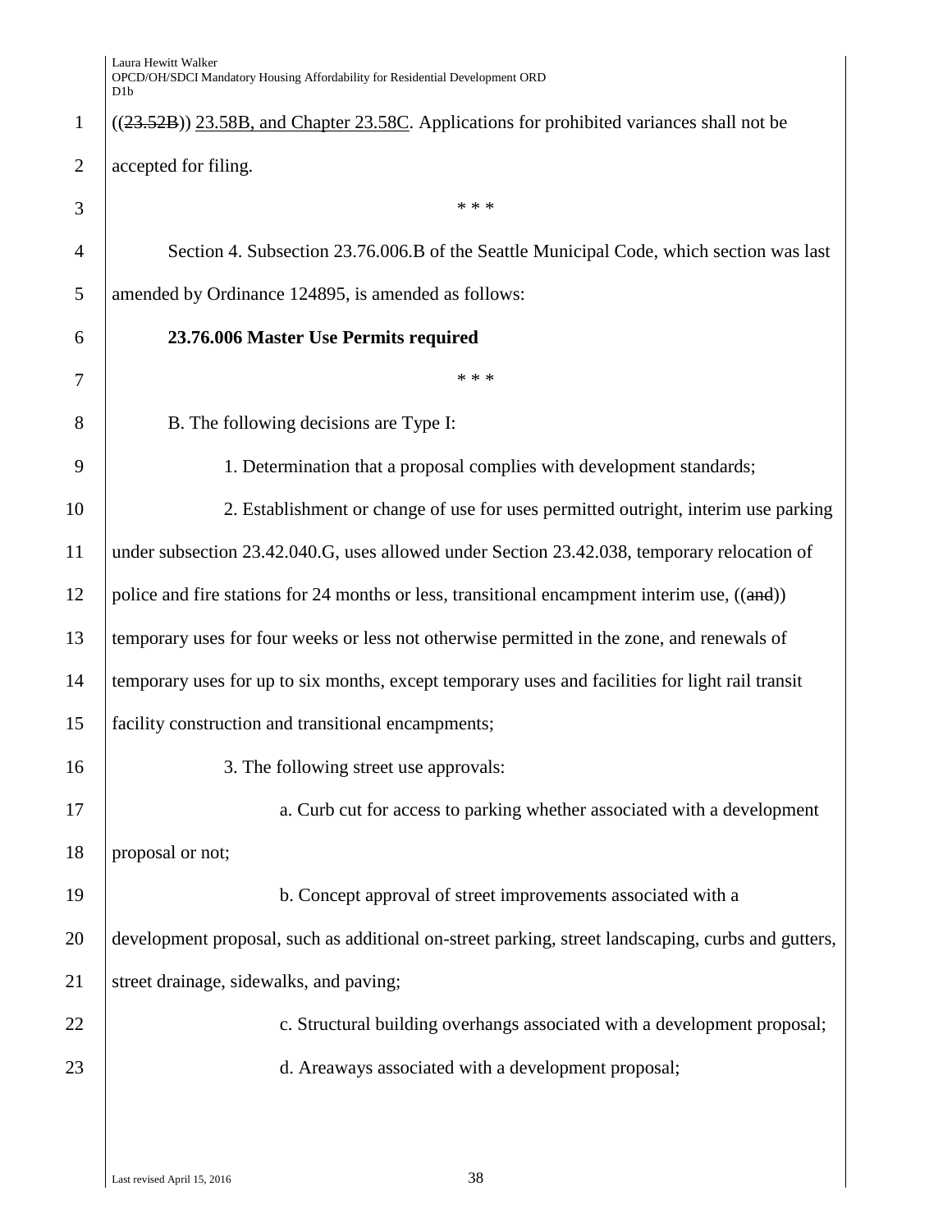((~~23.52B~~)) <u>23.58B, and Chapter 23.58C</u>. Applications for prohibited variances shall not be accepted for filing.

\* \* \*

Section 4. Subsection 23.76.006.B of the Seattle Municipal Code, which section was last amended by Ordinance 124895, is amended as follows:

**23.76.006 Master Use Permits required**

\* \* \*

B. The following decisions are Type I:

1. Determination that a proposal complies with development standards;

2. Establishment or change of use for uses permitted outright, interim use parking under subsection 23.42.040.G, uses allowed under Section 23.42.038, temporary relocation of police and fire stations for 24 months or less, transitional encampment interim use, ((~~and~~)) temporary uses for four weeks or less not otherwise permitted in the zone, and renewals of temporary uses for up to six months, except temporary uses and facilities for light rail transit facility construction and transitional encampments;

3. The following street use approvals:

a. Curb cut for access to parking whether associated with a development proposal or not;

b. Concept approval of street improvements associated with a development proposal, such as additional on-street parking, street landscaping, curbs and gutters, street drainage, sidewalks, and paving;

c. Structural building overhangs associated with a development proposal;

d. Areaways associated with a development proposal;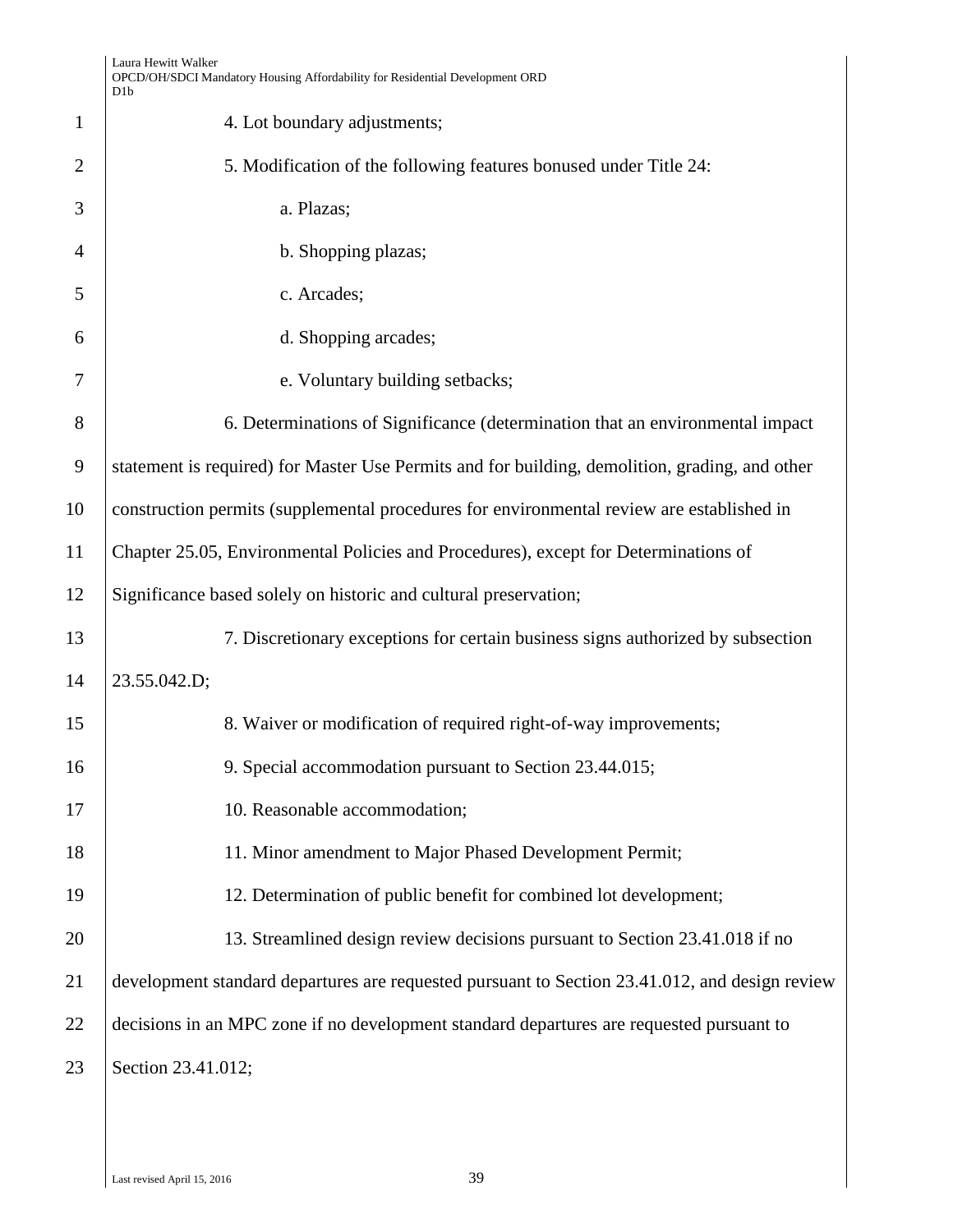4. Lot boundary adjustments;

5. Modification of the following features bonused under Title 24:

a. Plazas;

b. Shopping plazas;

c. Arcades;

d. Shopping arcades;

e. Voluntary building setbacks;

6. Determinations of Significance (determination that an environmental impact statement is required) for Master Use Permits and for building, demolition, grading, and other construction permits (supplemental procedures for environmental review are established in Chapter 25.05, Environmental Policies and Procedures), except for Determinations of Significance based solely on historic and cultural preservation;

7. Discretionary exceptions for certain business signs authorized by subsection 23.55.042.D;

8. Waiver or modification of required right-of-way improvements;

9. Special accommodation pursuant to Section 23.44.015;

10. Reasonable accommodation;

11. Minor amendment to Major Phased Development Permit;

12. Determination of public benefit for combined lot development;

13. Streamlined design review decisions pursuant to Section 23.41.018 if no development standard departures are requested pursuant to Section 23.41.012, and design review decisions in an MPC zone if no development standard departures are requested pursuant to Section 23.41.012;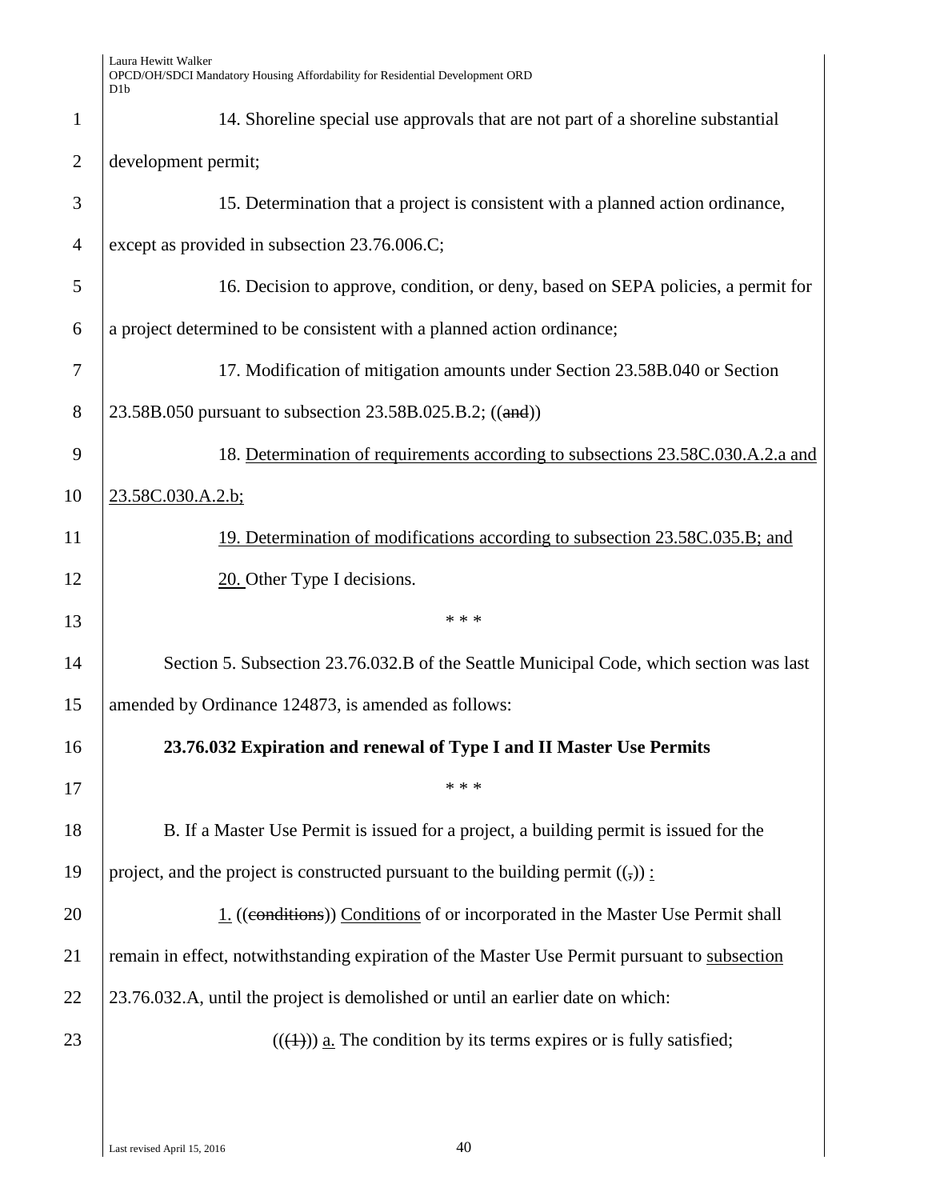14. Shoreline special use approvals that are not part of a shoreline substantial development permit;

15. Determination that a project is consistent with a planned action ordinance, except as provided in subsection 23.76.006.C;

16. Decision to approve, condition, or deny, based on SEPA policies, a permit for a project determined to be consistent with a planned action ordinance;

17. Modification of mitigation amounts under Section 23.58B.040 or Section 23.58B.050 pursuant to subsection 23.58B.025.B.2; ((~~and~~))

18. <u>Determination of requirements according to subsections 23.58C.030.A.2.a and 23.58C.030.A.2.b;</u>

<u>19. Determination of modifications according to subsection 23.58C.035.B; and</u>

<u>20.</u> Other Type I decisions.

\* \* \*

Section 5. Subsection 23.76.032.B of the Seattle Municipal Code, which section was last amended by Ordinance 124873, is amended as follows:

**23.76.032 Expiration and renewal of Type I and II Master Use Permits**

\* \* \*

B. If a Master Use Permit is issued for a project, a building permit is issued for the project, and the project is constructed pursuant to the building permit ((~~,~~)) <u>:</u>

<u>1.</u> ((~~conditions~~)) <u>Conditions</u> of or incorporated in the Master Use Permit shall remain in effect, notwithstanding expiration of the Master Use Permit pursuant to <u>subsection</u> 23.76.032.A, until the project is demolished or until an earlier date on which:

((~~(1)~~)) <u>a.</u> The condition by its terms expires or is fully satisfied;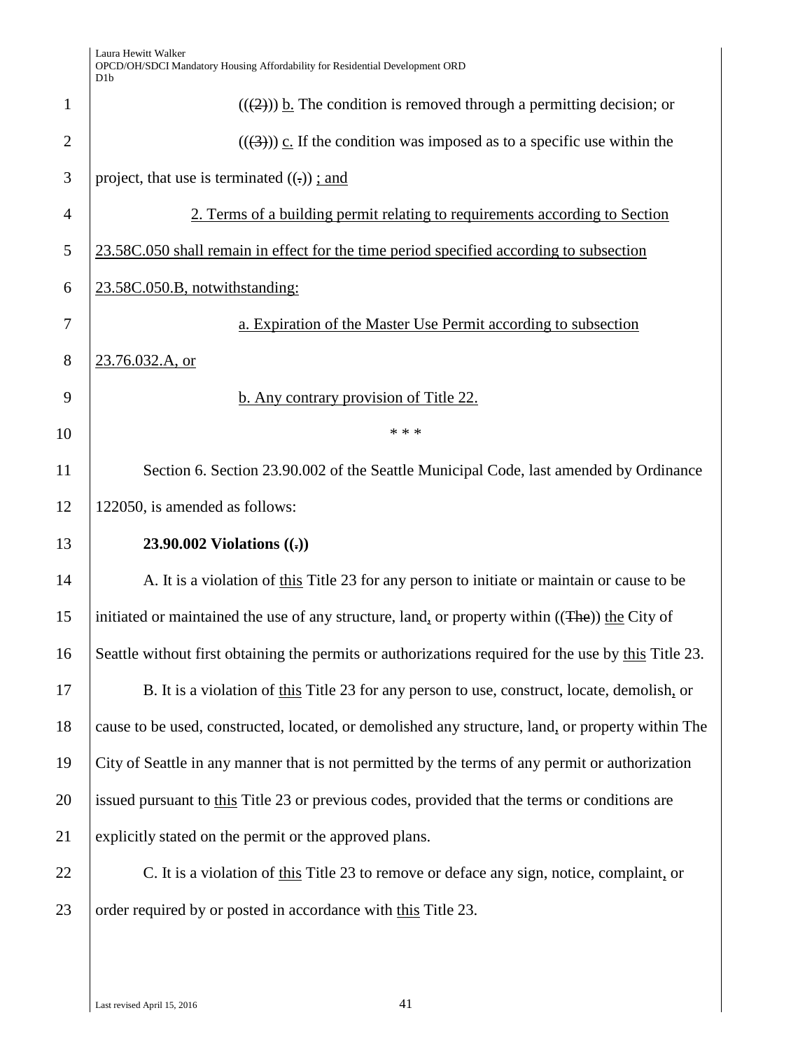(((2))) b. The condition is removed through a permitting decision; or

(((3))) c. If the condition was imposed as to a specific use within the project, that use is terminated ((.)) ; and

2. Terms of a building permit relating to requirements according to Section 23.58C.050 shall remain in effect for the time period specified according to subsection 23.58C.050.B, notwithstanding:

a. Expiration of the Master Use Permit according to subsection 23.76.032.A, or

b. Any contrary provision of Title 22.

\* \* \*

Section 6. Section 23.90.002 of the Seattle Municipal Code, last amended by Ordinance 122050, is amended as follows:

**23.90.002 Violations ((.))**

A. It is a violation of this Title 23 for any person to initiate or maintain or cause to be initiated or maintained the use of any structure, land, or property within ((The)) the City of Seattle without first obtaining the permits or authorizations required for the use by this Title 23.

B. It is a violation of this Title 23 for any person to use, construct, locate, demolish, or cause to be used, constructed, located, or demolished any structure, land, or property within The City of Seattle in any manner that is not permitted by the terms of any permit or authorization issued pursuant to this Title 23 or previous codes, provided that the terms or conditions are explicitly stated on the permit or the approved plans.

C. It is a violation of this Title 23 to remove or deface any sign, notice, complaint, or order required by or posted in accordance with this Title 23.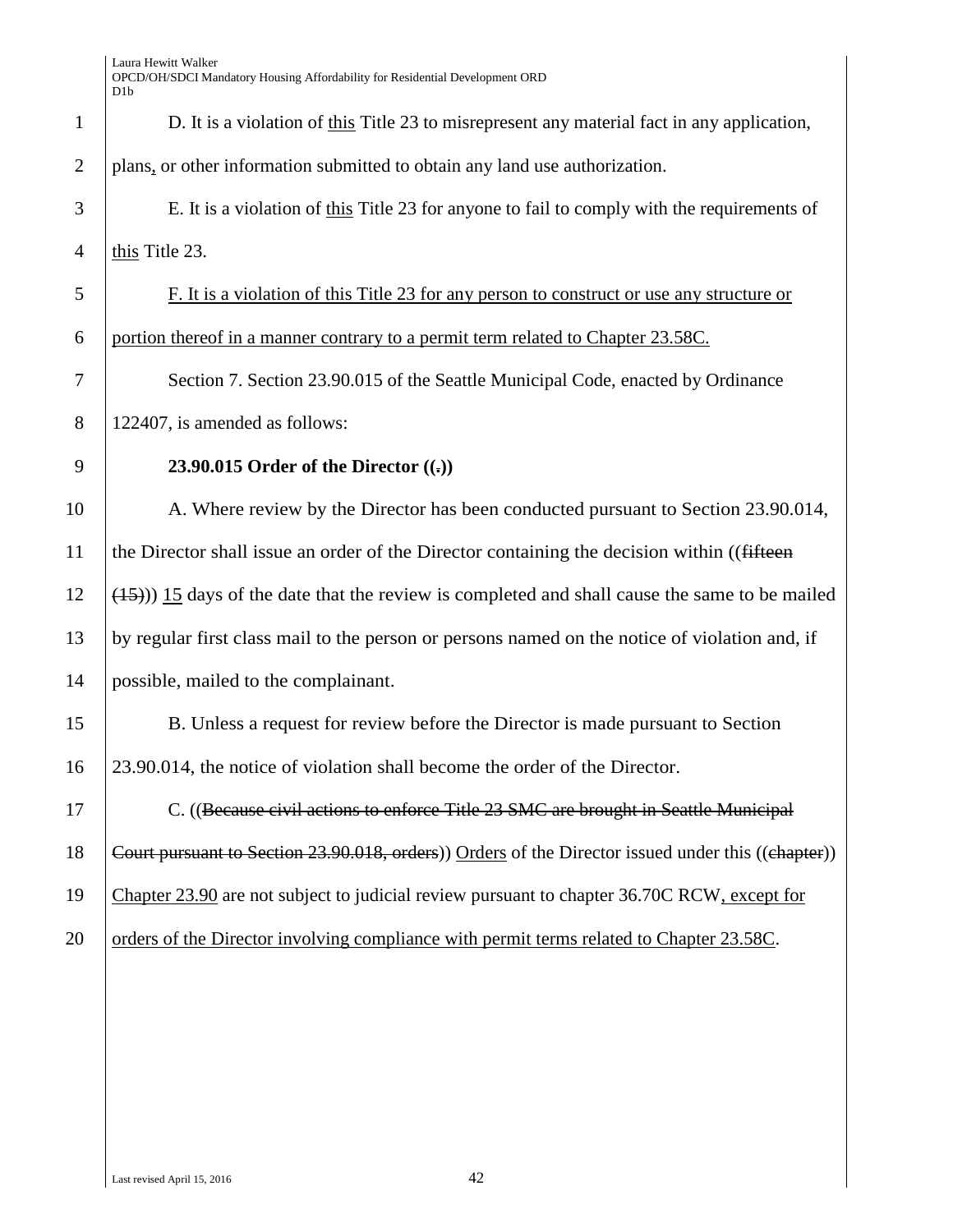D. It is a violation of <u>this</u> Title 23 to misrepresent any material fact in any application, plans<u>,</u> or other information submitted to obtain any land use authorization.

E. It is a violation of <u>this</u> Title 23 for anyone to fail to comply with the requirements of <u>this</u> Title 23.

<u>F. It is a violation of this Title 23 for any person to construct or use any structure or portion thereof in a manner contrary to a permit term related to Chapter 23.58C.</u>

Section 7. Section 23.90.015 of the Seattle Municipal Code, enacted by Ordinance 122407, is amended as follows:

**23.90.015 Order of the Director ((~~.~~))**

A. Where review by the Director has been conducted pursuant to Section 23.90.014, the Director shall issue an order of the Director containing the decision within ((~~fifteen (15)~~)) <u>15</u> days of the date that the review is completed and shall cause the same to be mailed by regular first class mail to the person or persons named on the notice of violation and, if possible, mailed to the complainant.

B. Unless a request for review before the Director is made pursuant to Section 23.90.014, the notice of violation shall become the order of the Director.

C. ((~~Because civil actions to enforce Title 23 SMC are brought in Seattle Municipal Court pursuant to Section 23.90.018, orders~~)) <u>Orders</u> of the Director issued under this ((~~chapter~~)) <u>Chapter 23.90</u> are not subject to judicial review pursuant to chapter 36.70C RCW<u>, except for orders of the Director involving compliance with permit terms related to Chapter 23.58C</u>.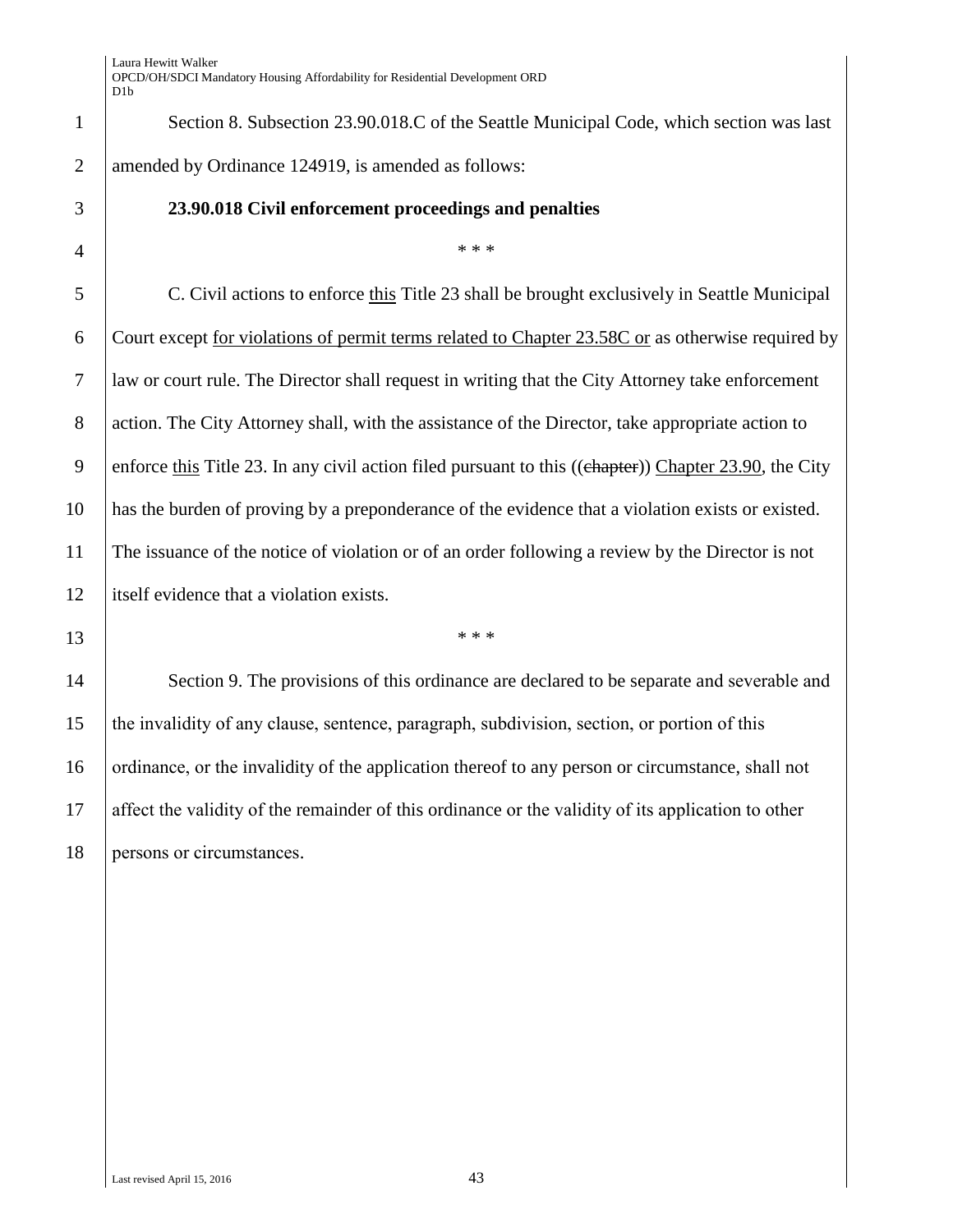Section 8. Subsection 23.90.018.C of the Seattle Municipal Code, which section was last amended by Ordinance 124919, is amended as follows:

**23.90.018 Civil enforcement proceedings and penalties**

* * *

C. Civil actions to enforce <u>this</u> Title 23 shall be brought exclusively in Seattle Municipal Court except <u>for violations of permit terms related to Chapter 23.58C or</u> as otherwise required by law or court rule. The Director shall request in writing that the City Attorney take enforcement action. The City Attorney shall, with the assistance of the Director, take appropriate action to enforce <u>this</u> Title 23. In any civil action filed pursuant to this ((~~chapter~~)) <u>Chapter 23.90</u>, the City has the burden of proving by a preponderance of the evidence that a violation exists or existed. The issuance of the notice of violation or of an order following a review by the Director is not itself evidence that a violation exists.

* * *

Section 9. The provisions of this ordinance are declared to be separate and severable and the invalidity of any clause, sentence, paragraph, subdivision, section, or portion of this ordinance, or the invalidity of the application thereof to any person or circumstance, shall not affect the validity of the remainder of this ordinance or the validity of its application to other persons or circumstances.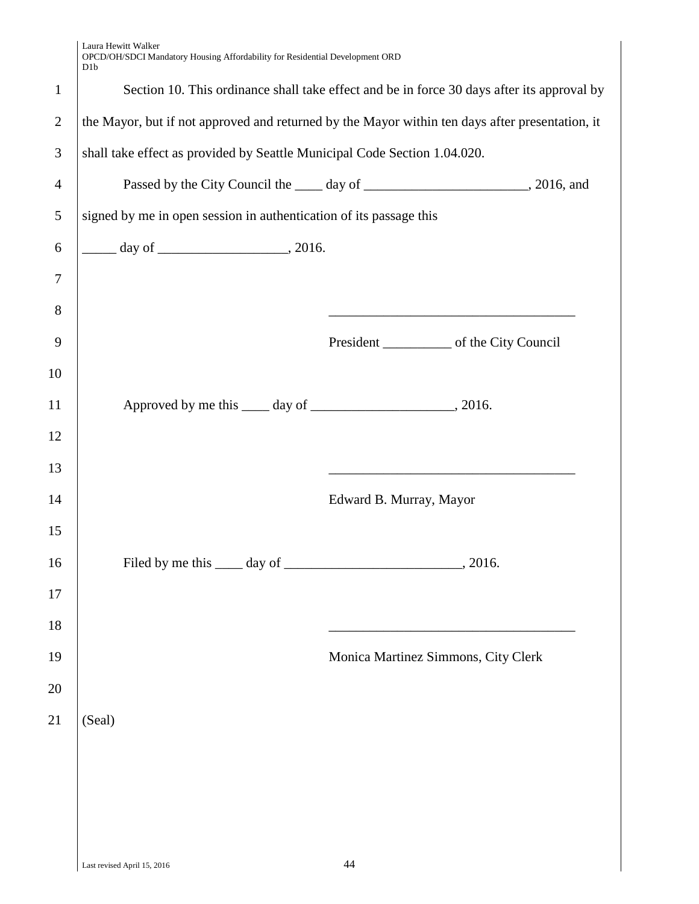Section 10. This ordinance shall take effect and be in force 30 days after its approval by the Mayor, but if not approved and returned by the Mayor within ten days after presentation, it shall take effect as provided by Seattle Municipal Code Section 1.04.020.

Passed by the City Council the ____ day of ________________________, 2016, and signed by me in open session in authentication of its passage this

_____ day of ___________________, 2016.

____________________________________

President __________ of the City Council

Approved by me this ____ day of _____________________, 2016.

____________________________________

Edward B. Murray, Mayor

Filed by me this ____ day of __________________________, 2016.

____________________________________

Monica Martinez Simmons, City Clerk

(Seal)